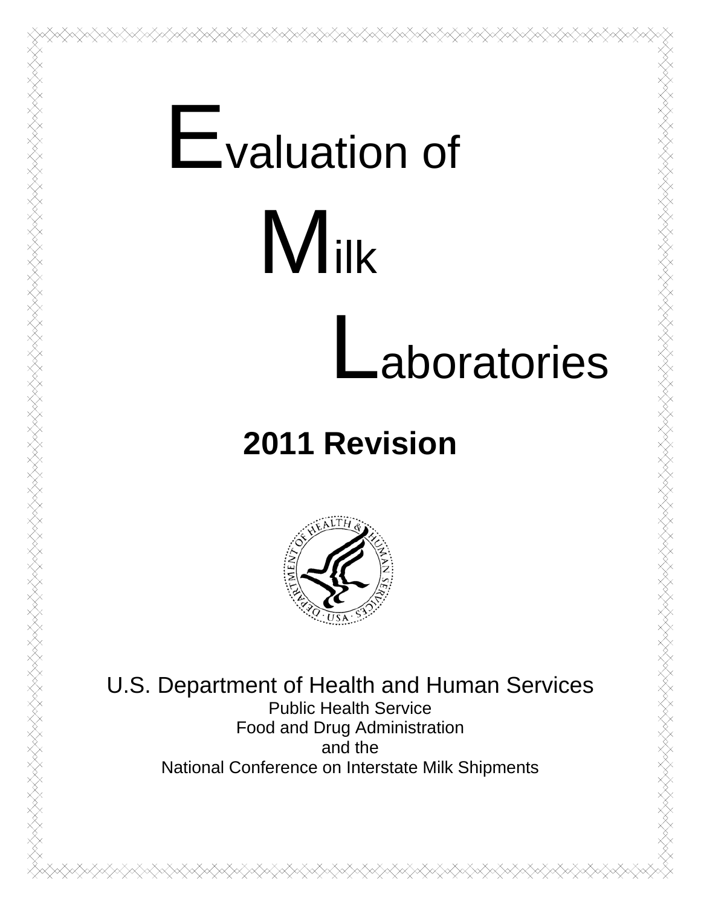# Evaluation of Milk Laboratories

## 2011 Revision

U.S. Department of Health and Human Services
Public Health Service
Food and Drug Administration
and the
National Conference on Interstate Milk Shipments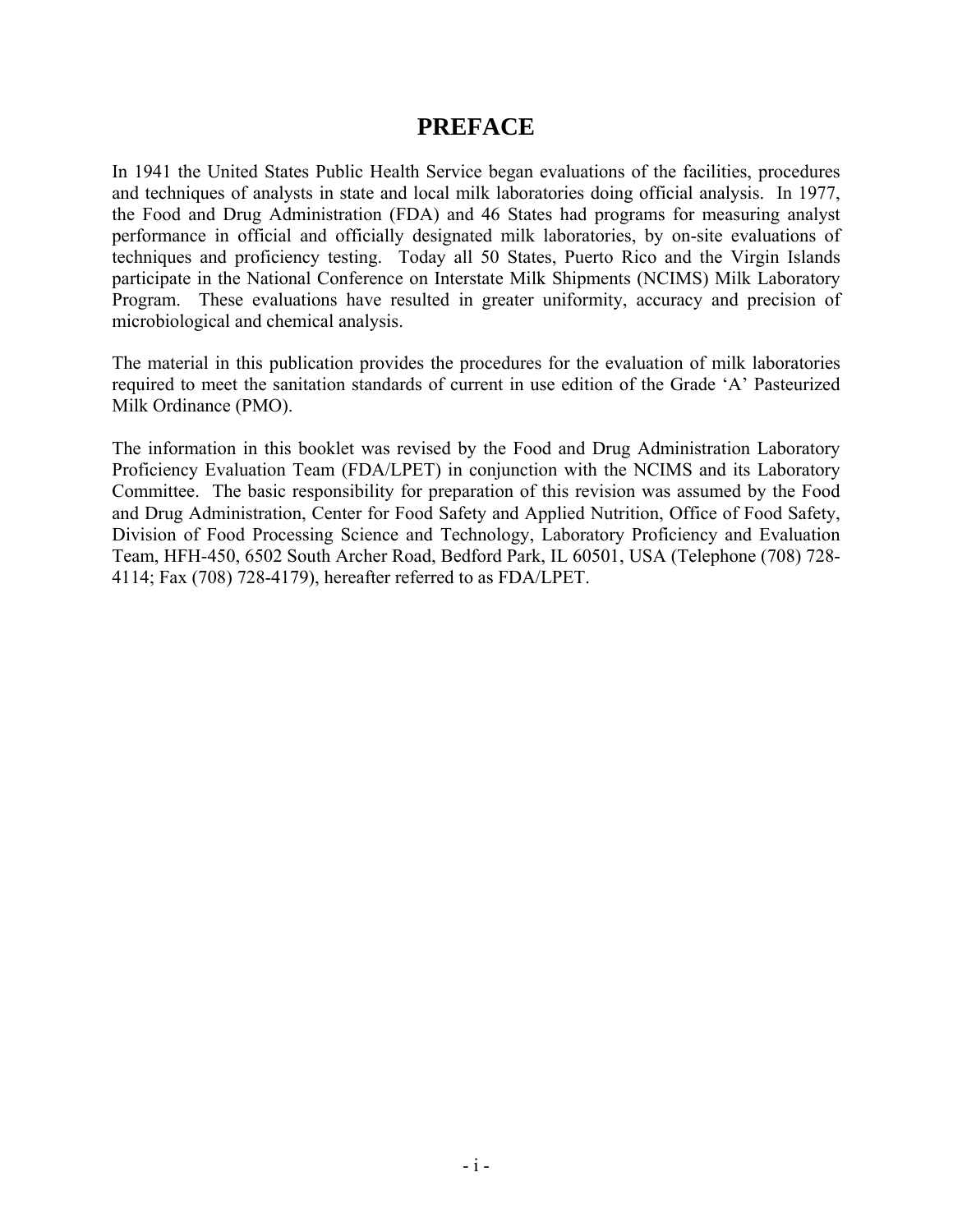# PREFACE

In 1941 the United States Public Health Service began evaluations of the facilities, procedures and techniques of analysts in state and local milk laboratories doing official analysis. In 1977, the Food and Drug Administration (FDA) and 46 States had programs for measuring analyst performance in official and officially designated milk laboratories, by on-site evaluations of techniques and proficiency testing. Today all 50 States, Puerto Rico and the Virgin Islands participate in the National Conference on Interstate Milk Shipments (NCIMS) Milk Laboratory Program. These evaluations have resulted in greater uniformity, accuracy and precision of microbiological and chemical analysis.

The material in this publication provides the procedures for the evaluation of milk laboratories required to meet the sanitation standards of current in use edition of the Grade 'A' Pasteurized Milk Ordinance (PMO).

The information in this booklet was revised by the Food and Drug Administration Laboratory Proficiency Evaluation Team (FDA/LPET) in conjunction with the NCIMS and its Laboratory Committee. The basic responsibility for preparation of this revision was assumed by the Food and Drug Administration, Center for Food Safety and Applied Nutrition, Office of Food Safety, Division of Food Processing Science and Technology, Laboratory Proficiency and Evaluation Team, HFH-450, 6502 South Archer Road, Bedford Park, IL 60501, USA (Telephone (708) 728-4114; Fax (708) 728-4179), hereafter referred to as FDA/LPET.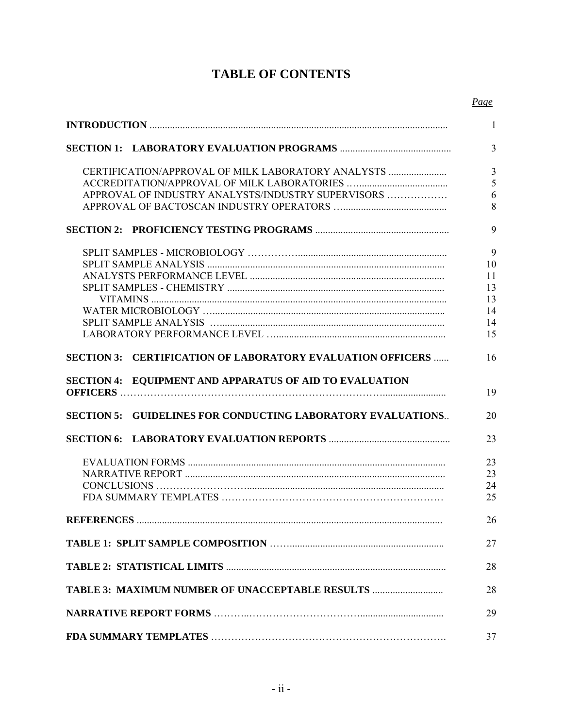# TABLE OF CONTENTS

| | *Page* |
|---|---|
| **INTRODUCTION** | 1 |
| **SECTION 1: LABORATORY EVALUATION PROGRAMS** | 3 |
| CERTIFICATION/APPROVAL OF MILK LABORATORY ANALYSTS | 3 |
| ACCREDITATION/APPROVAL OF MILK LABORATORIES | 5 |
| APPROVAL OF INDUSTRY ANALYSTS/INDUSTRY SUPERVISORS | 6 |
| APPROVAL OF BACTOSCAN INDUSTRY OPERATORS | 8 |
| **SECTION 2: PROFICIENCY TESTING PROGRAMS** | 9 |
| SPLIT SAMPLES - MICROBIOLOGY | 9 |
| SPLIT SAMPLE ANALYSIS | 10 |
| ANALYSTS PERFORMANCE LEVEL | 11 |
| SPLIT SAMPLES - CHEMISTRY | 13 |
| VITAMINS | 13 |
| WATER MICROBIOLOGY | 14 |
| SPLIT SAMPLE ANALYSIS | 14 |
| LABORATORY PERFORMANCE LEVEL | 15 |
| **SECTION 3: CERTIFICATION OF LABORATORY EVALUATION OFFICERS** | 16 |
| **SECTION 4: EQUIPMENT AND APPARATUS OF AID TO EVALUATION OFFICERS** | 19 |
| **SECTION 5: GUIDELINES FOR CONDUCTING LABORATORY EVALUATIONS** | 20 |
| **SECTION 6: LABORATORY EVALUATION REPORTS** | 23 |
| EVALUATION FORMS | 23 |
| NARRATIVE REPORT | 23 |
| CONCLUSIONS | 24 |
| FDA SUMMARY TEMPLATES | 25 |
| **REFERENCES** | 26 |
| **TABLE 1: SPLIT SAMPLE COMPOSITION** | 27 |
| **TABLE 2: STATISTICAL LIMITS** | 28 |
| **TABLE 3: MAXIMUM NUMBER OF UNACCEPTABLE RESULTS** | 28 |
| **NARRATIVE REPORT FORMS** | 29 |
| **FDA SUMMARY TEMPLATES** | 37 |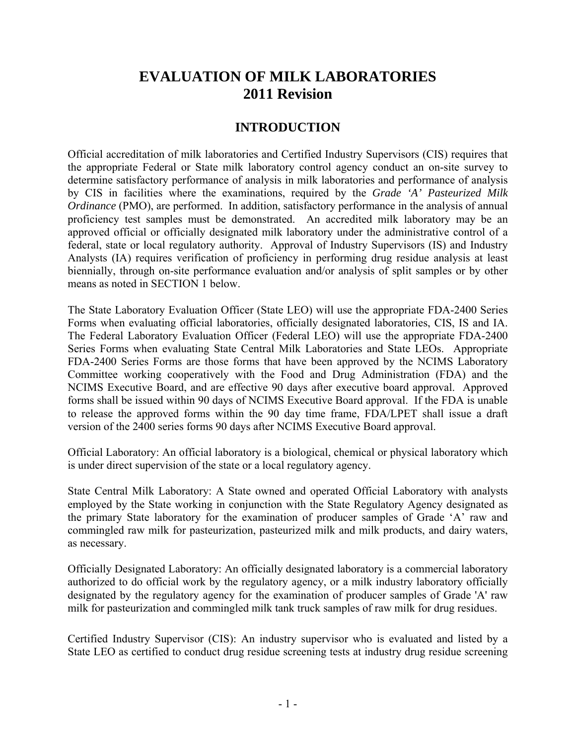# EVALUATION OF MILK LABORATORIES
# 2011 Revision

## INTRODUCTION

Official accreditation of milk laboratories and Certified Industry Supervisors (CIS) requires that the appropriate Federal or State milk laboratory control agency conduct an on-site survey to determine satisfactory performance of analysis in milk laboratories and performance of analysis by CIS in facilities where the examinations, required by the *Grade 'A' Pasteurized Milk Ordinance* (PMO), are performed. In addition, satisfactory performance in the analysis of annual proficiency test samples must be demonstrated. An accredited milk laboratory may be an approved official or officially designated milk laboratory under the administrative control of a federal, state or local regulatory authority. Approval of Industry Supervisors (IS) and Industry Analysts (IA) requires verification of proficiency in performing drug residue analysis at least biennially, through on-site performance evaluation and/or analysis of split samples or by other means as noted in SECTION 1 below.

The State Laboratory Evaluation Officer (State LEO) will use the appropriate FDA-2400 Series Forms when evaluating official laboratories, officially designated laboratories, CIS, IS and IA. The Federal Laboratory Evaluation Officer (Federal LEO) will use the appropriate FDA-2400 Series Forms when evaluating State Central Milk Laboratories and State LEOs. Appropriate FDA-2400 Series Forms are those forms that have been approved by the NCIMS Laboratory Committee working cooperatively with the Food and Drug Administration (FDA) and the NCIMS Executive Board, and are effective 90 days after executive board approval. Approved forms shall be issued within 90 days of NCIMS Executive Board approval. If the FDA is unable to release the approved forms within the 90 day time frame, FDA/LPET shall issue a draft version of the 2400 series forms 90 days after NCIMS Executive Board approval.

Official Laboratory: An official laboratory is a biological, chemical or physical laboratory which is under direct supervision of the state or a local regulatory agency.

State Central Milk Laboratory: A State owned and operated Official Laboratory with analysts employed by the State working in conjunction with the State Regulatory Agency designated as the primary State laboratory for the examination of producer samples of Grade 'A' raw and commingled raw milk for pasteurization, pasteurized milk and milk products, and dairy waters, as necessary.

Officially Designated Laboratory: An officially designated laboratory is a commercial laboratory authorized to do official work by the regulatory agency, or a milk industry laboratory officially designated by the regulatory agency for the examination of producer samples of Grade 'A' raw milk for pasteurization and commingled milk tank truck samples of raw milk for drug residues.

Certified Industry Supervisor (CIS): An industry supervisor who is evaluated and listed by a State LEO as certified to conduct drug residue screening tests at industry drug residue screening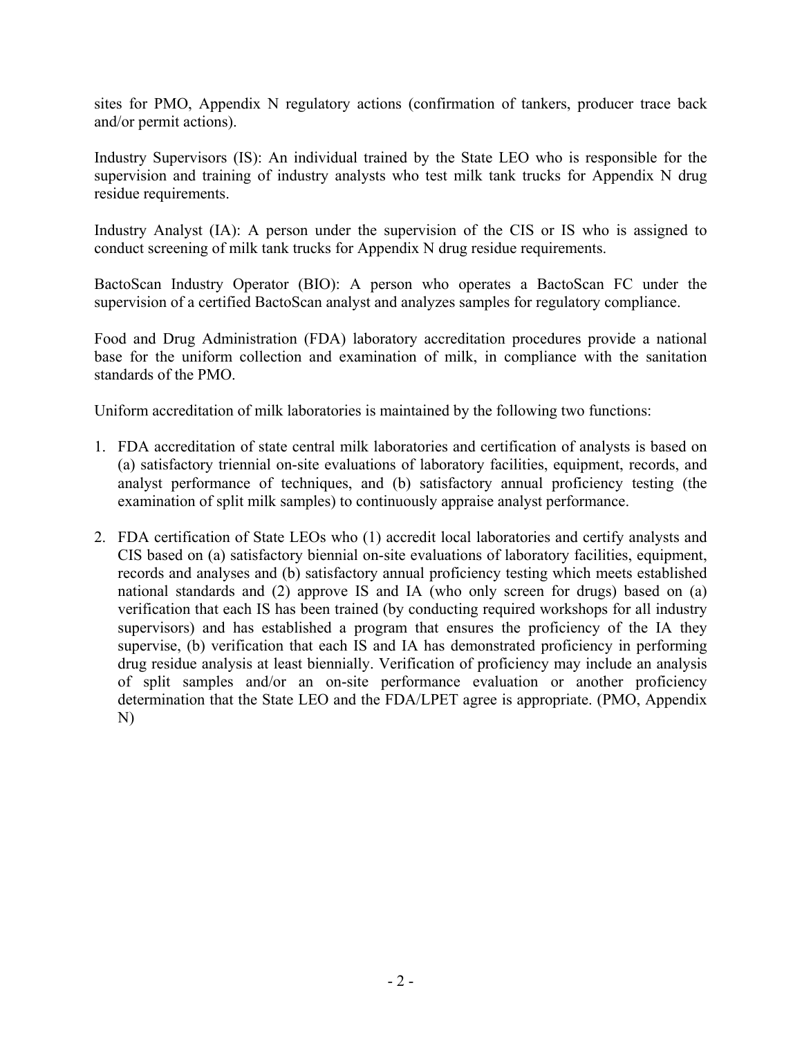sites for PMO, Appendix N regulatory actions (confirmation of tankers, producer trace back and/or permit actions).

Industry Supervisors (IS): An individual trained by the State LEO who is responsible for the supervision and training of industry analysts who test milk tank trucks for Appendix N drug residue requirements.

Industry Analyst (IA): A person under the supervision of the CIS or IS who is assigned to conduct screening of milk tank trucks for Appendix N drug residue requirements.

BactoScan Industry Operator (BIO): A person who operates a BactoScan FC under the supervision of a certified BactoScan analyst and analyzes samples for regulatory compliance.

Food and Drug Administration (FDA) laboratory accreditation procedures provide a national base for the uniform collection and examination of milk, in compliance with the sanitation standards of the PMO.

Uniform accreditation of milk laboratories is maintained by the following two functions:

1. FDA accreditation of state central milk laboratories and certification of analysts is based on (a) satisfactory triennial on-site evaluations of laboratory facilities, equipment, records, and analyst performance of techniques, and (b) satisfactory annual proficiency testing (the examination of split milk samples) to continuously appraise analyst performance.

2. FDA certification of State LEOs who (1) accredit local laboratories and certify analysts and CIS based on (a) satisfactory biennial on-site evaluations of laboratory facilities, equipment, records and analyses and (b) satisfactory annual proficiency testing which meets established national standards and (2) approve IS and IA (who only screen for drugs) based on (a) verification that each IS has been trained (by conducting required workshops for all industry supervisors) and has established a program that ensures the proficiency of the IA they supervise, (b) verification that each IS and IA has demonstrated proficiency in performing drug residue analysis at least biennially. Verification of proficiency may include an analysis of split samples and/or an on-site performance evaluation or another proficiency determination that the State LEO and the FDA/LPET agree is appropriate. (PMO, Appendix N)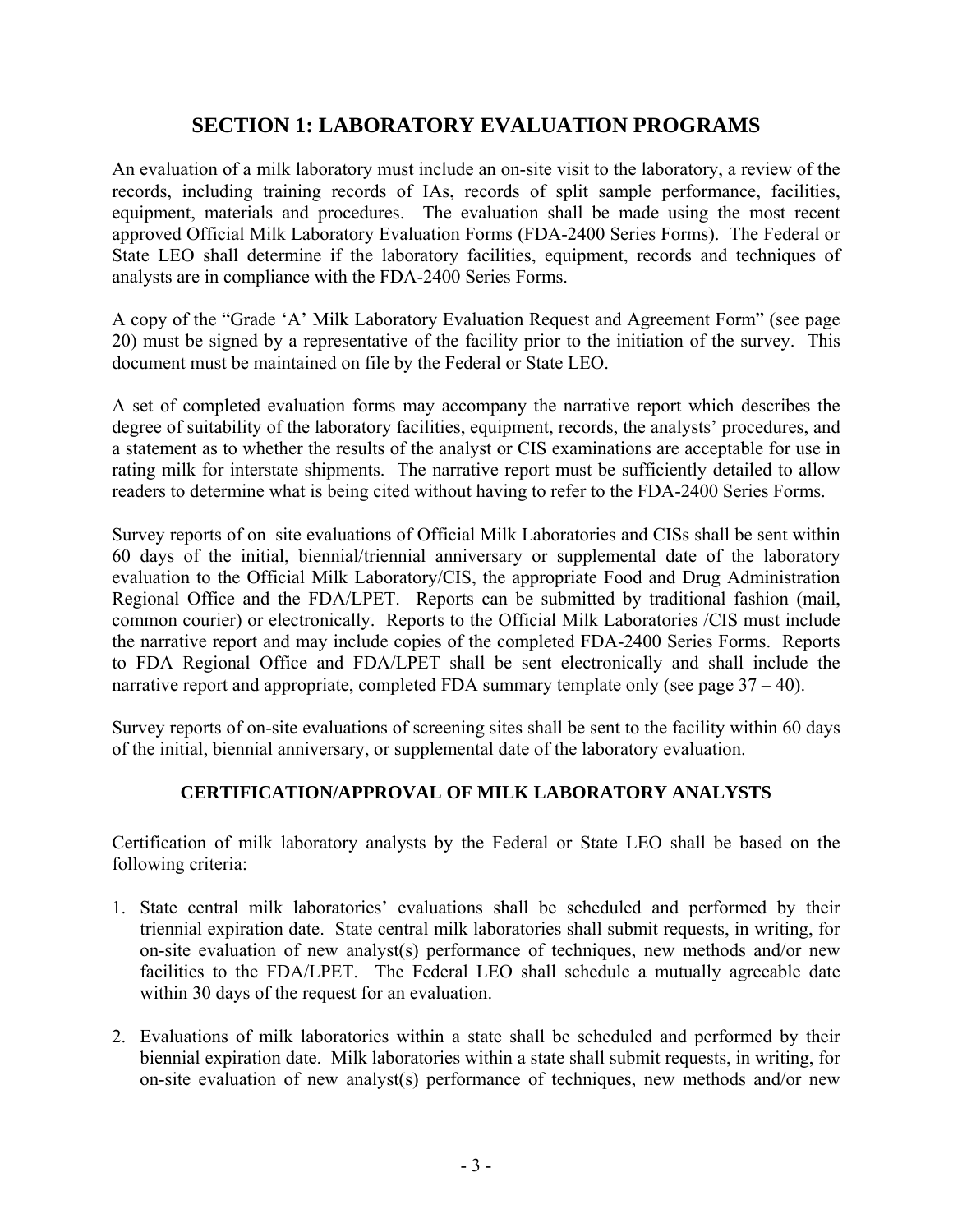# SECTION 1: LABORATORY EVALUATION PROGRAMS

An evaluation of a milk laboratory must include an on-site visit to the laboratory, a review of the records, including training records of IAs, records of split sample performance, facilities, equipment, materials and procedures. The evaluation shall be made using the most recent approved Official Milk Laboratory Evaluation Forms (FDA-2400 Series Forms). The Federal or State LEO shall determine if the laboratory facilities, equipment, records and techniques of analysts are in compliance with the FDA-2400 Series Forms.

A copy of the "Grade 'A' Milk Laboratory Evaluation Request and Agreement Form" (see page 20) must be signed by a representative of the facility prior to the initiation of the survey. This document must be maintained on file by the Federal or State LEO.

A set of completed evaluation forms may accompany the narrative report which describes the degree of suitability of the laboratory facilities, equipment, records, the analysts' procedures, and a statement as to whether the results of the analyst or CIS examinations are acceptable for use in rating milk for interstate shipments. The narrative report must be sufficiently detailed to allow readers to determine what is being cited without having to refer to the FDA-2400 Series Forms.

Survey reports of on–site evaluations of Official Milk Laboratories and CISs shall be sent within 60 days of the initial, biennial/triennial anniversary or supplemental date of the laboratory evaluation to the Official Milk Laboratory/CIS, the appropriate Food and Drug Administration Regional Office and the FDA/LPET. Reports can be submitted by traditional fashion (mail, common courier) or electronically. Reports to the Official Milk Laboratories /CIS must include the narrative report and may include copies of the completed FDA-2400 Series Forms. Reports to FDA Regional Office and FDA/LPET shall be sent electronically and shall include the narrative report and appropriate, completed FDA summary template only (see page 37 – 40).

Survey reports of on-site evaluations of screening sites shall be sent to the facility within 60 days of the initial, biennial anniversary, or supplemental date of the laboratory evaluation.

### CERTIFICATION/APPROVAL OF MILK LABORATORY ANALYSTS

Certification of milk laboratory analysts by the Federal or State LEO shall be based on the following criteria:

1. State central milk laboratories' evaluations shall be scheduled and performed by their triennial expiration date. State central milk laboratories shall submit requests, in writing, for on-site evaluation of new analyst(s) performance of techniques, new methods and/or new facilities to the FDA/LPET. The Federal LEO shall schedule a mutually agreeable date within 30 days of the request for an evaluation.

2. Evaluations of milk laboratories within a state shall be scheduled and performed by their biennial expiration date. Milk laboratories within a state shall submit requests, in writing, for on-site evaluation of new analyst(s) performance of techniques, new methods and/or new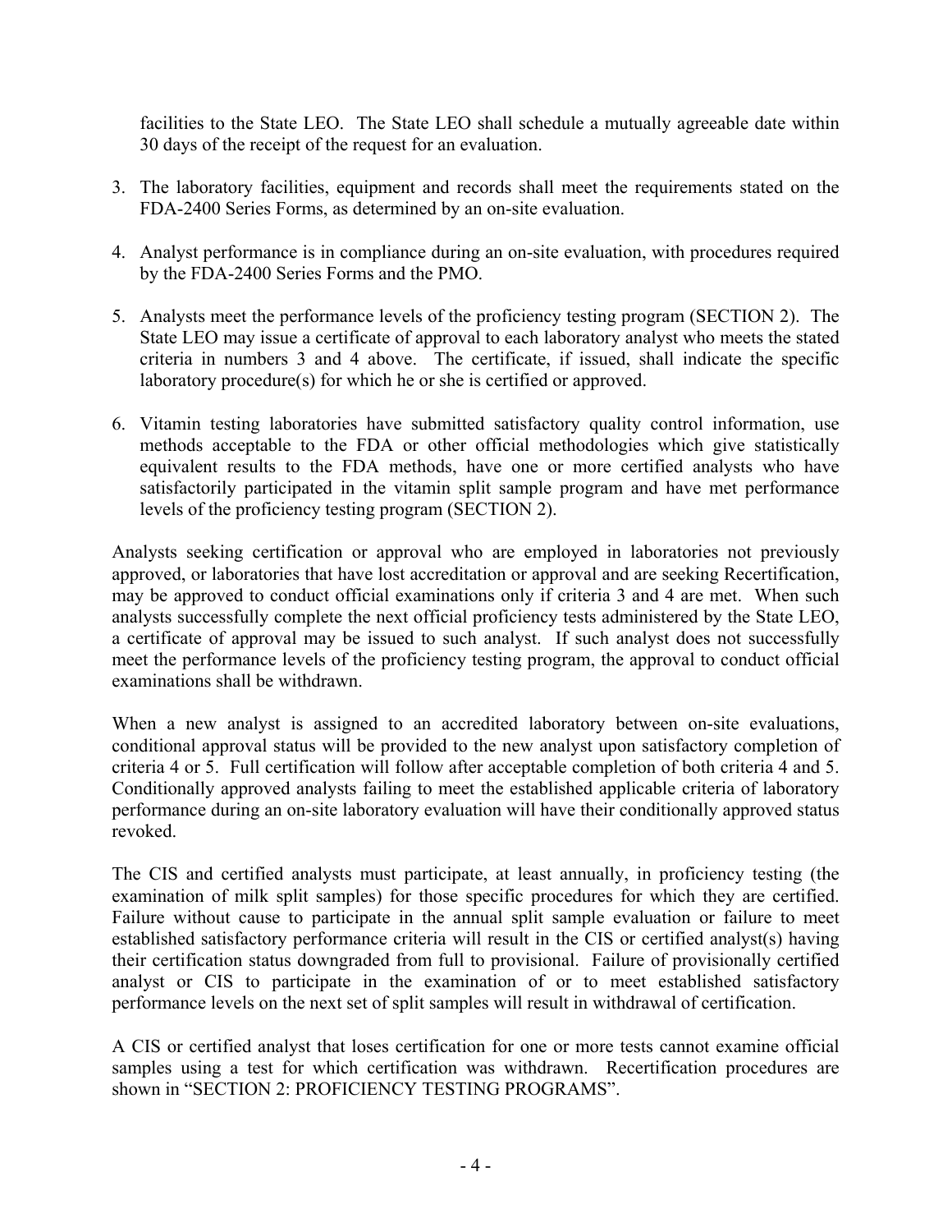facilities to the State LEO. The State LEO shall schedule a mutually agreeable date within 30 days of the receipt of the request for an evaluation.

3. The laboratory facilities, equipment and records shall meet the requirements stated on the FDA-2400 Series Forms, as determined by an on-site evaluation.

4. Analyst performance is in compliance during an on-site evaluation, with procedures required by the FDA-2400 Series Forms and the PMO.

5. Analysts meet the performance levels of the proficiency testing program (SECTION 2). The State LEO may issue a certificate of approval to each laboratory analyst who meets the stated criteria in numbers 3 and 4 above. The certificate, if issued, shall indicate the specific laboratory procedure(s) for which he or she is certified or approved.

6. Vitamin testing laboratories have submitted satisfactory quality control information, use methods acceptable to the FDA or other official methodologies which give statistically equivalent results to the FDA methods, have one or more certified analysts who have satisfactorily participated in the vitamin split sample program and have met performance levels of the proficiency testing program (SECTION 2).

Analysts seeking certification or approval who are employed in laboratories not previously approved, or laboratories that have lost accreditation or approval and are seeking Recertification, may be approved to conduct official examinations only if criteria 3 and 4 are met. When such analysts successfully complete the next official proficiency tests administered by the State LEO, a certificate of approval may be issued to such analyst. If such analyst does not successfully meet the performance levels of the proficiency testing program, the approval to conduct official examinations shall be withdrawn.

When a new analyst is assigned to an accredited laboratory between on-site evaluations, conditional approval status will be provided to the new analyst upon satisfactory completion of criteria 4 or 5. Full certification will follow after acceptable completion of both criteria 4 and 5. Conditionally approved analysts failing to meet the established applicable criteria of laboratory performance during an on-site laboratory evaluation will have their conditionally approved status revoked.

The CIS and certified analysts must participate, at least annually, in proficiency testing (the examination of milk split samples) for those specific procedures for which they are certified. Failure without cause to participate in the annual split sample evaluation or failure to meet established satisfactory performance criteria will result in the CIS or certified analyst(s) having their certification status downgraded from full to provisional. Failure of provisionally certified analyst or CIS to participate in the examination of or to meet established satisfactory performance levels on the next set of split samples will result in withdrawal of certification.

A CIS or certified analyst that loses certification for one or more tests cannot examine official samples using a test for which certification was withdrawn. Recertification procedures are shown in "SECTION 2: PROFICIENCY TESTING PROGRAMS".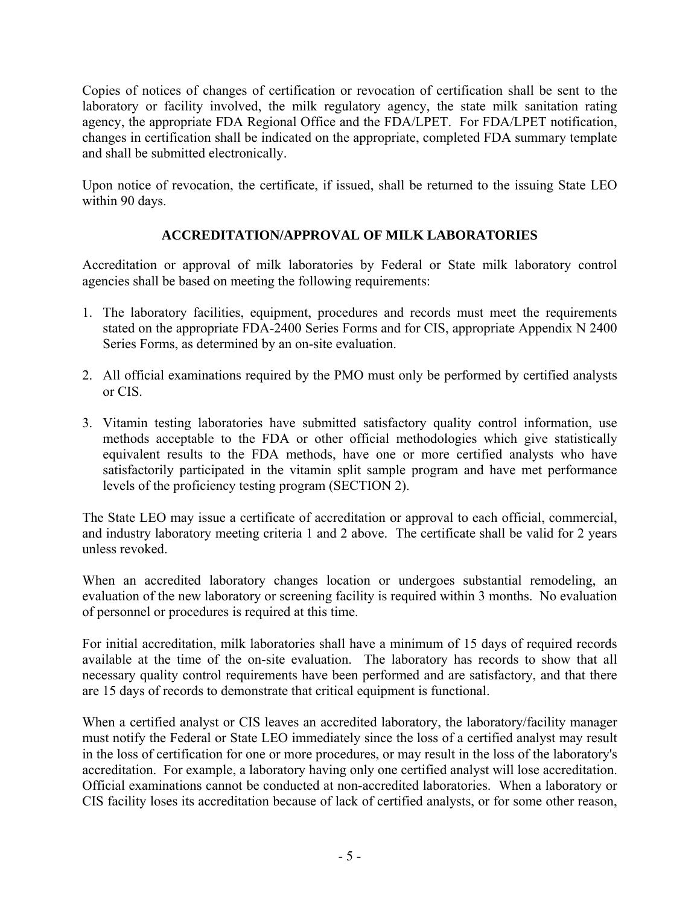Copies of notices of changes of certification or revocation of certification shall be sent to the laboratory or facility involved, the milk regulatory agency, the state milk sanitation rating agency, the appropriate FDA Regional Office and the FDA/LPET. For FDA/LPET notification, changes in certification shall be indicated on the appropriate, completed FDA summary template and shall be submitted electronically.

Upon notice of revocation, the certificate, if issued, shall be returned to the issuing State LEO within 90 days.

## ACCREDITATION/APPROVAL OF MILK LABORATORIES

Accreditation or approval of milk laboratories by Federal or State milk laboratory control agencies shall be based on meeting the following requirements:

1. The laboratory facilities, equipment, procedures and records must meet the requirements stated on the appropriate FDA-2400 Series Forms and for CIS, appropriate Appendix N 2400 Series Forms, as determined by an on-site evaluation.

2. All official examinations required by the PMO must only be performed by certified analysts or CIS.

3. Vitamin testing laboratories have submitted satisfactory quality control information, use methods acceptable to the FDA or other official methodologies which give statistically equivalent results to the FDA methods, have one or more certified analysts who have satisfactorily participated in the vitamin split sample program and have met performance levels of the proficiency testing program (SECTION 2).

The State LEO may issue a certificate of accreditation or approval to each official, commercial, and industry laboratory meeting criteria 1 and 2 above. The certificate shall be valid for 2 years unless revoked.

When an accredited laboratory changes location or undergoes substantial remodeling, an evaluation of the new laboratory or screening facility is required within 3 months. No evaluation of personnel or procedures is required at this time.

For initial accreditation, milk laboratories shall have a minimum of 15 days of required records available at the time of the on-site evaluation. The laboratory has records to show that all necessary quality control requirements have been performed and are satisfactory, and that there are 15 days of records to demonstrate that critical equipment is functional.

When a certified analyst or CIS leaves an accredited laboratory, the laboratory/facility manager must notify the Federal or State LEO immediately since the loss of a certified analyst may result in the loss of certification for one or more procedures, or may result in the loss of the laboratory's accreditation. For example, a laboratory having only one certified analyst will lose accreditation. Official examinations cannot be conducted at non-accredited laboratories. When a laboratory or CIS facility loses its accreditation because of lack of certified analysts, or for some other reason,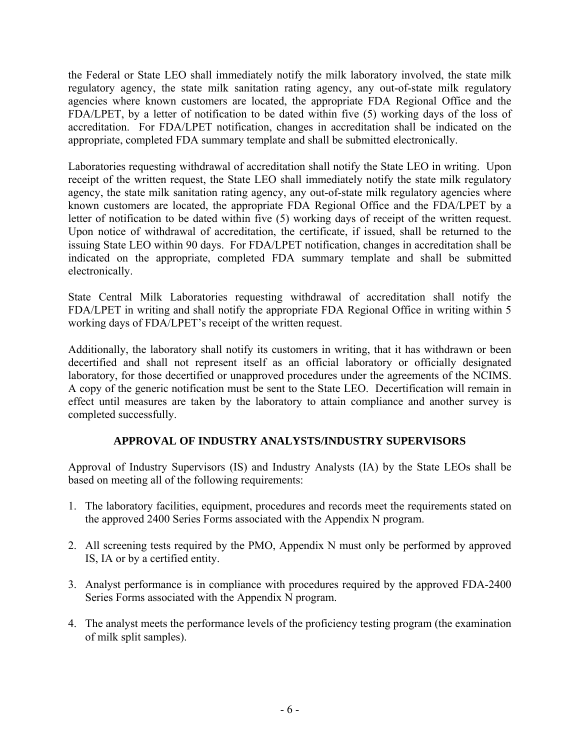the Federal or State LEO shall immediately notify the milk laboratory involved, the state milk regulatory agency, the state milk sanitation rating agency, any out-of-state milk regulatory agencies where known customers are located, the appropriate FDA Regional Office and the FDA/LPET, by a letter of notification to be dated within five (5) working days of the loss of accreditation. For FDA/LPET notification, changes in accreditation shall be indicated on the appropriate, completed FDA summary template and shall be submitted electronically.

Laboratories requesting withdrawal of accreditation shall notify the State LEO in writing. Upon receipt of the written request, the State LEO shall immediately notify the state milk regulatory agency, the state milk sanitation rating agency, any out-of-state milk regulatory agencies where known customers are located, the appropriate FDA Regional Office and the FDA/LPET by a letter of notification to be dated within five (5) working days of receipt of the written request. Upon notice of withdrawal of accreditation, the certificate, if issued, shall be returned to the issuing State LEO within 90 days. For FDA/LPET notification, changes in accreditation shall be indicated on the appropriate, completed FDA summary template and shall be submitted electronically.

State Central Milk Laboratories requesting withdrawal of accreditation shall notify the FDA/LPET in writing and shall notify the appropriate FDA Regional Office in writing within 5 working days of FDA/LPET's receipt of the written request.

Additionally, the laboratory shall notify its customers in writing, that it has withdrawn or been decertified and shall not represent itself as an official laboratory or officially designated laboratory, for those decertified or unapproved procedures under the agreements of the NCIMS. A copy of the generic notification must be sent to the State LEO. Decertification will remain in effect until measures are taken by the laboratory to attain compliance and another survey is completed successfully.

## APPROVAL OF INDUSTRY ANALYSTS/INDUSTRY SUPERVISORS

Approval of Industry Supervisors (IS) and Industry Analysts (IA) by the State LEOs shall be based on meeting all of the following requirements:

1. The laboratory facilities, equipment, procedures and records meet the requirements stated on the approved 2400 Series Forms associated with the Appendix N program.

2. All screening tests required by the PMO, Appendix N must only be performed by approved IS, IA or by a certified entity.

3. Analyst performance is in compliance with procedures required by the approved FDA-2400 Series Forms associated with the Appendix N program.

4. The analyst meets the performance levels of the proficiency testing program (the examination of milk split samples).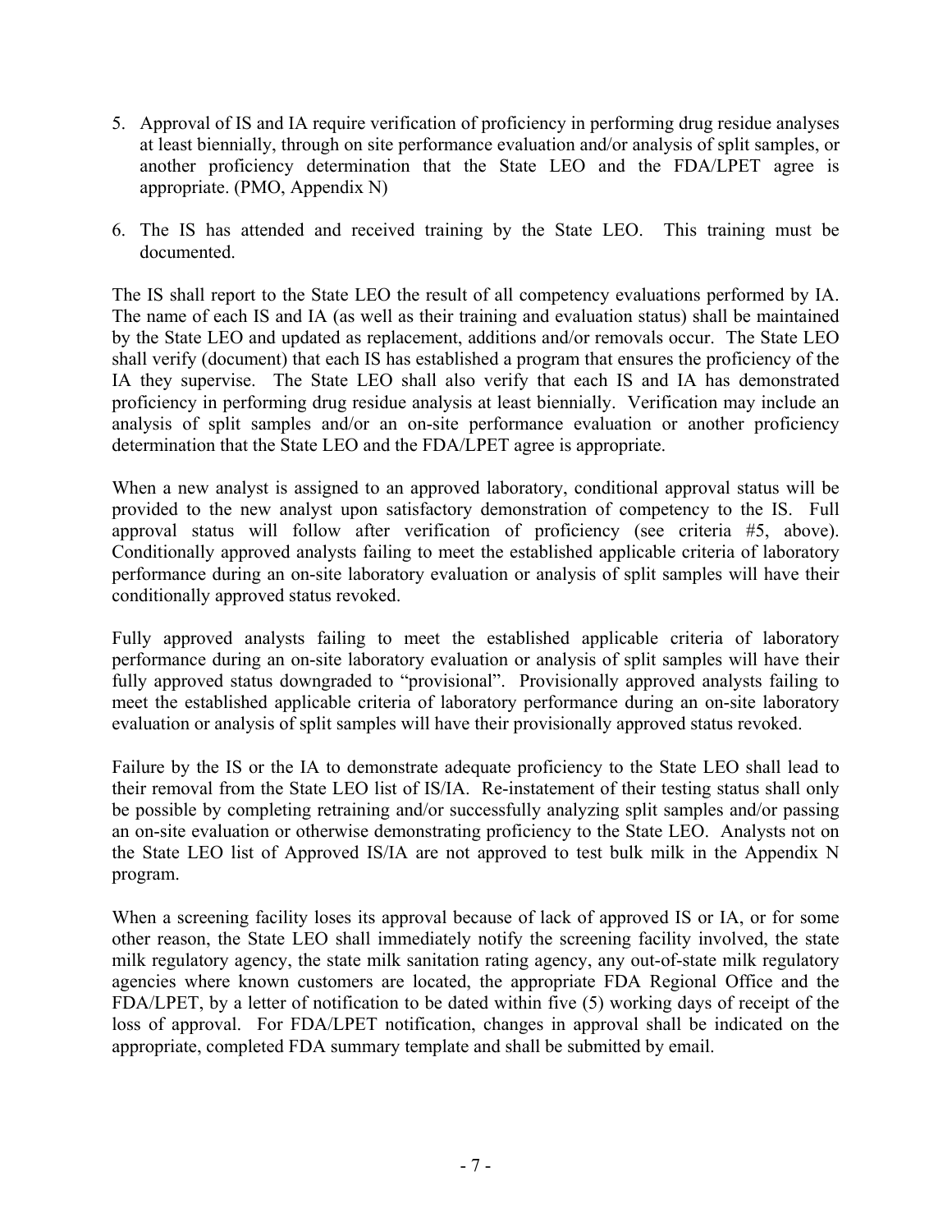5. Approval of IS and IA require verification of proficiency in performing drug residue analyses at least biennially, through on site performance evaluation and/or analysis of split samples, or another proficiency determination that the State LEO and the FDA/LPET agree is appropriate. (PMO, Appendix N)

6. The IS has attended and received training by the State LEO. This training must be documented.

The IS shall report to the State LEO the result of all competency evaluations performed by IA. The name of each IS and IA (as well as their training and evaluation status) shall be maintained by the State LEO and updated as replacement, additions and/or removals occur. The State LEO shall verify (document) that each IS has established a program that ensures the proficiency of the IA they supervise. The State LEO shall also verify that each IS and IA has demonstrated proficiency in performing drug residue analysis at least biennially. Verification may include an analysis of split samples and/or an on-site performance evaluation or another proficiency determination that the State LEO and the FDA/LPET agree is appropriate.

When a new analyst is assigned to an approved laboratory, conditional approval status will be provided to the new analyst upon satisfactory demonstration of competency to the IS. Full approval status will follow after verification of proficiency (see criteria #5, above). Conditionally approved analysts failing to meet the established applicable criteria of laboratory performance during an on-site laboratory evaluation or analysis of split samples will have their conditionally approved status revoked.

Fully approved analysts failing to meet the established applicable criteria of laboratory performance during an on-site laboratory evaluation or analysis of split samples will have their fully approved status downgraded to "provisional". Provisionally approved analysts failing to meet the established applicable criteria of laboratory performance during an on-site laboratory evaluation or analysis of split samples will have their provisionally approved status revoked.

Failure by the IS or the IA to demonstrate adequate proficiency to the State LEO shall lead to their removal from the State LEO list of IS/IA. Re-instatement of their testing status shall only be possible by completing retraining and/or successfully analyzing split samples and/or passing an on-site evaluation or otherwise demonstrating proficiency to the State LEO. Analysts not on the State LEO list of Approved IS/IA are not approved to test bulk milk in the Appendix N program.

When a screening facility loses its approval because of lack of approved IS or IA, or for some other reason, the State LEO shall immediately notify the screening facility involved, the state milk regulatory agency, the state milk sanitation rating agency, any out-of-state milk regulatory agencies where known customers are located, the appropriate FDA Regional Office and the FDA/LPET, by a letter of notification to be dated within five (5) working days of receipt of the loss of approval. For FDA/LPET notification, changes in approval shall be indicated on the appropriate, completed FDA summary template and shall be submitted by email.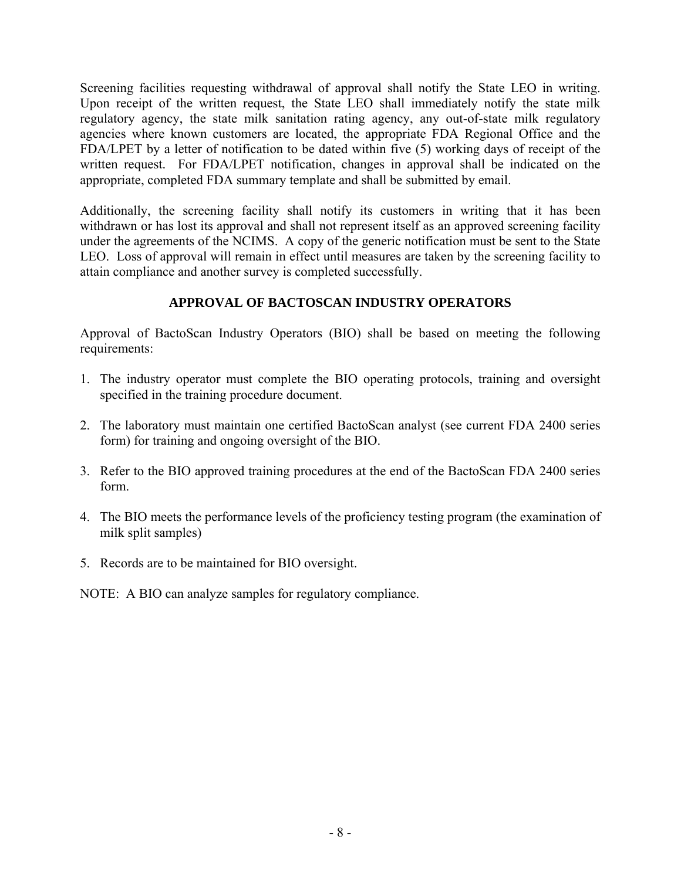Screening facilities requesting withdrawal of approval shall notify the State LEO in writing. Upon receipt of the written request, the State LEO shall immediately notify the state milk regulatory agency, the state milk sanitation rating agency, any out-of-state milk regulatory agencies where known customers are located, the appropriate FDA Regional Office and the FDA/LPET by a letter of notification to be dated within five (5) working days of receipt of the written request. For FDA/LPET notification, changes in approval shall be indicated on the appropriate, completed FDA summary template and shall be submitted by email.

Additionally, the screening facility shall notify its customers in writing that it has been withdrawn or has lost its approval and shall not represent itself as an approved screening facility under the agreements of the NCIMS. A copy of the generic notification must be sent to the State LEO. Loss of approval will remain in effect until measures are taken by the screening facility to attain compliance and another survey is completed successfully.

## APPROVAL OF BACTOSCAN INDUSTRY OPERATORS

Approval of BactoScan Industry Operators (BIO) shall be based on meeting the following requirements:

1. The industry operator must complete the BIO operating protocols, training and oversight specified in the training procedure document.

2. The laboratory must maintain one certified BactoScan analyst (see current FDA 2400 series form) for training and ongoing oversight of the BIO.

3. Refer to the BIO approved training procedures at the end of the BactoScan FDA 2400 series form.

4. The BIO meets the performance levels of the proficiency testing program (the examination of milk split samples)

5. Records are to be maintained for BIO oversight.

NOTE: A BIO can analyze samples for regulatory compliance.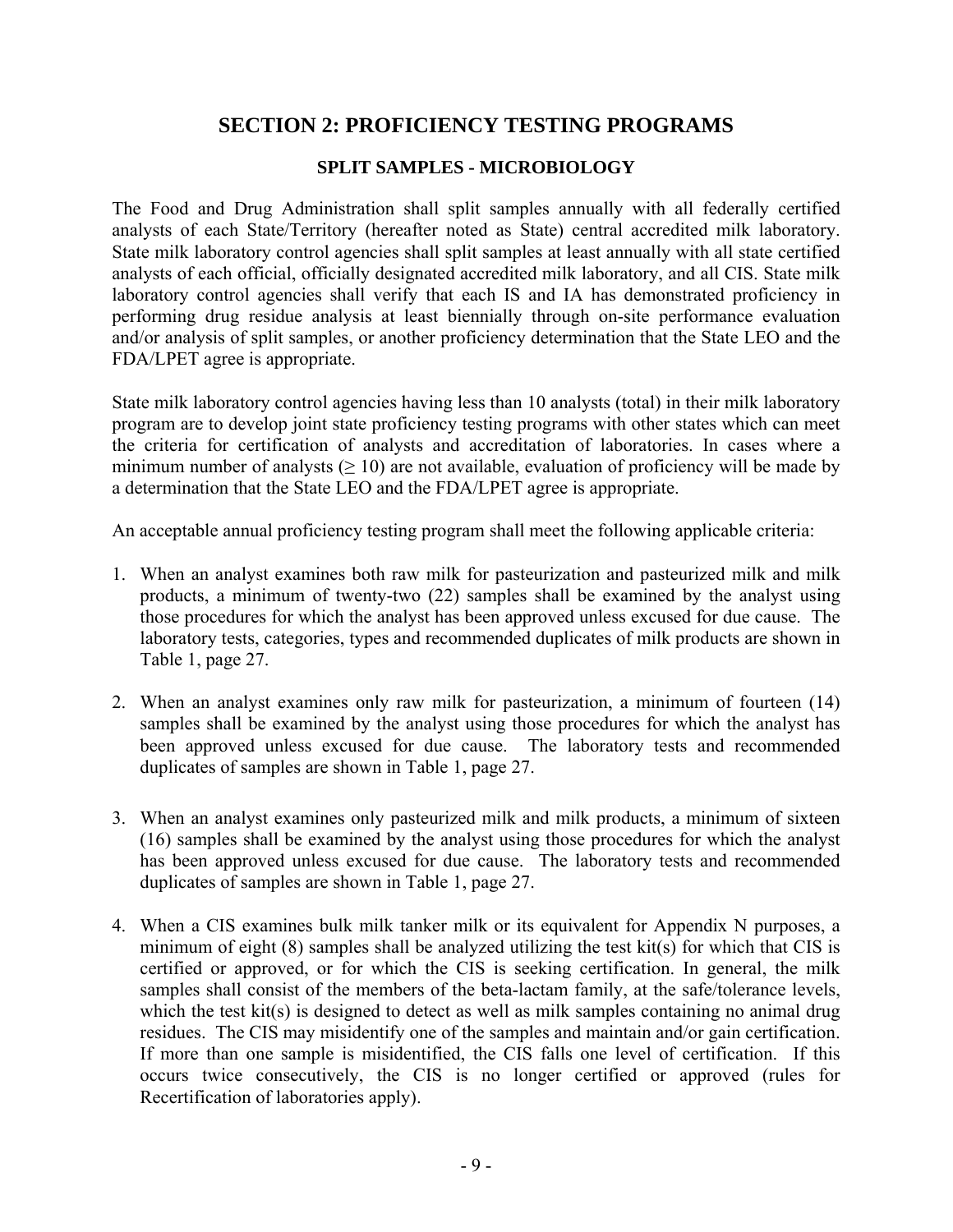# SECTION 2: PROFICIENCY TESTING PROGRAMS

## SPLIT SAMPLES - MICROBIOLOGY

The Food and Drug Administration shall split samples annually with all federally certified analysts of each State/Territory (hereafter noted as State) central accredited milk laboratory. State milk laboratory control agencies shall split samples at least annually with all state certified analysts of each official, officially designated accredited milk laboratory, and all CIS. State milk laboratory control agencies shall verify that each IS and IA has demonstrated proficiency in performing drug residue analysis at least biennially through on-site performance evaluation and/or analysis of split samples, or another proficiency determination that the State LEO and the FDA/LPET agree is appropriate.

State milk laboratory control agencies having less than 10 analysts (total) in their milk laboratory program are to develop joint state proficiency testing programs with other states which can meet the criteria for certification of analysts and accreditation of laboratories. In cases where a minimum number of analysts ($\geq 10$) are not available, evaluation of proficiency will be made by a determination that the State LEO and the FDA/LPET agree is appropriate.

An acceptable annual proficiency testing program shall meet the following applicable criteria:

1. When an analyst examines both raw milk for pasteurization and pasteurized milk and milk products, a minimum of twenty-two (22) samples shall be examined by the analyst using those procedures for which the analyst has been approved unless excused for due cause. The laboratory tests, categories, types and recommended duplicates of milk products are shown in Table 1, page 27.

2. When an analyst examines only raw milk for pasteurization, a minimum of fourteen (14) samples shall be examined by the analyst using those procedures for which the analyst has been approved unless excused for due cause. The laboratory tests and recommended duplicates of samples are shown in Table 1, page 27.

3. When an analyst examines only pasteurized milk and milk products, a minimum of sixteen (16) samples shall be examined by the analyst using those procedures for which the analyst has been approved unless excused for due cause. The laboratory tests and recommended duplicates of samples are shown in Table 1, page 27.

4. When a CIS examines bulk milk tanker milk or its equivalent for Appendix N purposes, a minimum of eight (8) samples shall be analyzed utilizing the test kit(s) for which that CIS is certified or approved, or for which the CIS is seeking certification. In general, the milk samples shall consist of the members of the beta-lactam family, at the safe/tolerance levels, which the test kit(s) is designed to detect as well as milk samples containing no animal drug residues. The CIS may misidentify one of the samples and maintain and/or gain certification. If more than one sample is misidentified, the CIS falls one level of certification. If this occurs twice consecutively, the CIS is no longer certified or approved (rules for Recertification of laboratories apply).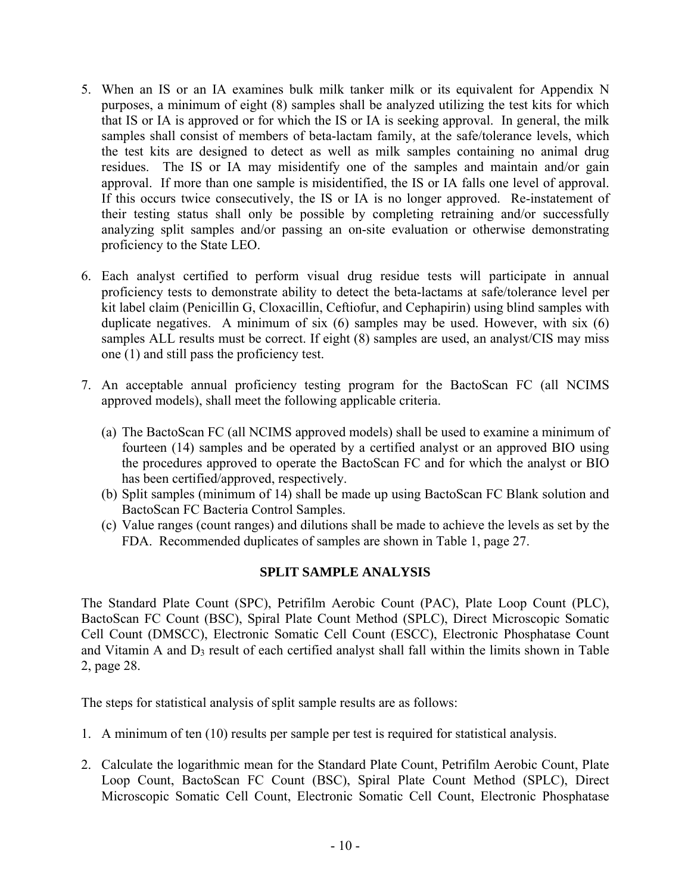5. When an IS or an IA examines bulk milk tanker milk or its equivalent for Appendix N purposes, a minimum of eight (8) samples shall be analyzed utilizing the test kits for which that IS or IA is approved or for which the IS or IA is seeking approval. In general, the milk samples shall consist of members of beta-lactam family, at the safe/tolerance levels, which the test kits are designed to detect as well as milk samples containing no animal drug residues. The IS or IA may misidentify one of the samples and maintain and/or gain approval. If more than one sample is misidentified, the IS or IA falls one level of approval. If this occurs twice consecutively, the IS or IA is no longer approved. Re-instatement of their testing status shall only be possible by completing retraining and/or successfully analyzing split samples and/or passing an on-site evaluation or otherwise demonstrating proficiency to the State LEO.

6. Each analyst certified to perform visual drug residue tests will participate in annual proficiency tests to demonstrate ability to detect the beta-lactams at safe/tolerance level per kit label claim (Penicillin G, Cloxacillin, Ceftiofur, and Cephapirin) using blind samples with duplicate negatives. A minimum of six (6) samples may be used. However, with six (6) samples ALL results must be correct. If eight (8) samples are used, an analyst/CIS may miss one (1) and still pass the proficiency test.

7. An acceptable annual proficiency testing program for the BactoScan FC (all NCIMS approved models), shall meet the following applicable criteria.

   (a) The BactoScan FC (all NCIMS approved models) shall be used to examine a minimum of fourteen (14) samples and be operated by a certified analyst or an approved BIO using the procedures approved to operate the BactoScan FC and for which the analyst or BIO has been certified/approved, respectively.
   (b) Split samples (minimum of 14) shall be made up using BactoScan FC Blank solution and BactoScan FC Bacteria Control Samples.
   (c) Value ranges (count ranges) and dilutions shall be made to achieve the levels as set by the FDA. Recommended duplicates of samples are shown in Table 1, page 27.

## SPLIT SAMPLE ANALYSIS

The Standard Plate Count (SPC), Petrifilm Aerobic Count (PAC), Plate Loop Count (PLC), BactoScan FC Count (BSC), Spiral Plate Count Method (SPLC), Direct Microscopic Somatic Cell Count (DMSCC), Electronic Somatic Cell Count (ESCC), Electronic Phosphatase Count and Vitamin A and $D_3$ result of each certified analyst shall fall within the limits shown in Table 2, page 28.

The steps for statistical analysis of split sample results are as follows:

1. A minimum of ten (10) results per sample per test is required for statistical analysis.

2. Calculate the logarithmic mean for the Standard Plate Count, Petrifilm Aerobic Count, Plate Loop Count, BactoScan FC Count (BSC), Spiral Plate Count Method (SPLC), Direct Microscopic Somatic Cell Count, Electronic Somatic Cell Count, Electronic Phosphatase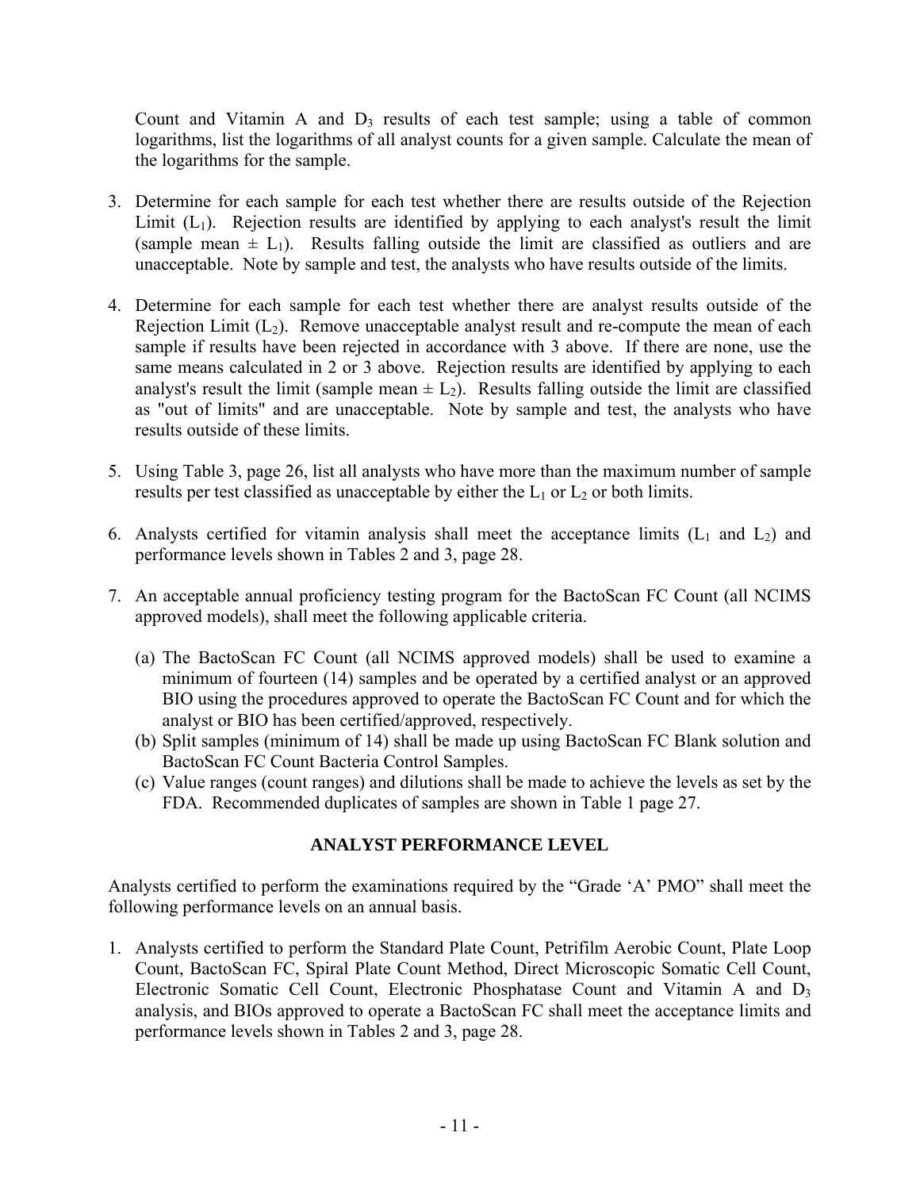Count and Vitamin A and $D_3$ results of each test sample; using a table of common logarithms, list the logarithms of all analyst counts for a given sample. Calculate the mean of the logarithms for the sample.

3. Determine for each sample for each test whether there are results outside of the Rejection Limit ($L_1$). Rejection results are identified by applying to each analyst's result the limit (sample mean $\pm$ $L_1$). Results falling outside the limit are classified as outliers and are unacceptable. Note by sample and test, the analysts who have results outside of the limits.

4. Determine for each sample for each test whether there are analyst results outside of the Rejection Limit ($L_2$). Remove unacceptable analyst result and re-compute the mean of each sample if results have been rejected in accordance with 3 above. If there are none, use the same means calculated in 2 or 3 above. Rejection results are identified by applying to each analyst's result the limit (sample mean $\pm$ $L_2$). Results falling outside the limit are classified as "out of limits" and are unacceptable. Note by sample and test, the analysts who have results outside of these limits.

5. Using Table 3, page 26, list all analysts who have more than the maximum number of sample results per test classified as unacceptable by either the $L_1$ or $L_2$ or both limits.

6. Analysts certified for vitamin analysis shall meet the acceptance limits ($L_1$ and $L_2$) and performance levels shown in Tables 2 and 3, page 28.

7. An acceptable annual proficiency testing program for the BactoScan FC Count (all NCIMS approved models), shall meet the following applicable criteria.

   (a) The BactoScan FC Count (all NCIMS approved models) shall be used to examine a minimum of fourteen (14) samples and be operated by a certified analyst or an approved BIO using the procedures approved to operate the BactoScan FC Count and for which the analyst or BIO has been certified/approved, respectively.
   (b) Split samples (minimum of 14) shall be made up using BactoScan FC Blank solution and BactoScan FC Count Bacteria Control Samples.
   (c) Value ranges (count ranges) and dilutions shall be made to achieve the levels as set by the FDA. Recommended duplicates of samples are shown in Table 1 page 27.

## ANALYST PERFORMANCE LEVEL

Analysts certified to perform the examinations required by the "Grade 'A' PMO" shall meet the following performance levels on an annual basis.

1. Analysts certified to perform the Standard Plate Count, Petrifilm Aerobic Count, Plate Loop Count, BactoScan FC, Spiral Plate Count Method, Direct Microscopic Somatic Cell Count, Electronic Somatic Cell Count, Electronic Phosphatase Count and Vitamin A and $D_3$ analysis, and BIOs approved to operate a BactoScan FC shall meet the acceptance limits and performance levels shown in Tables 2 and 3, page 28.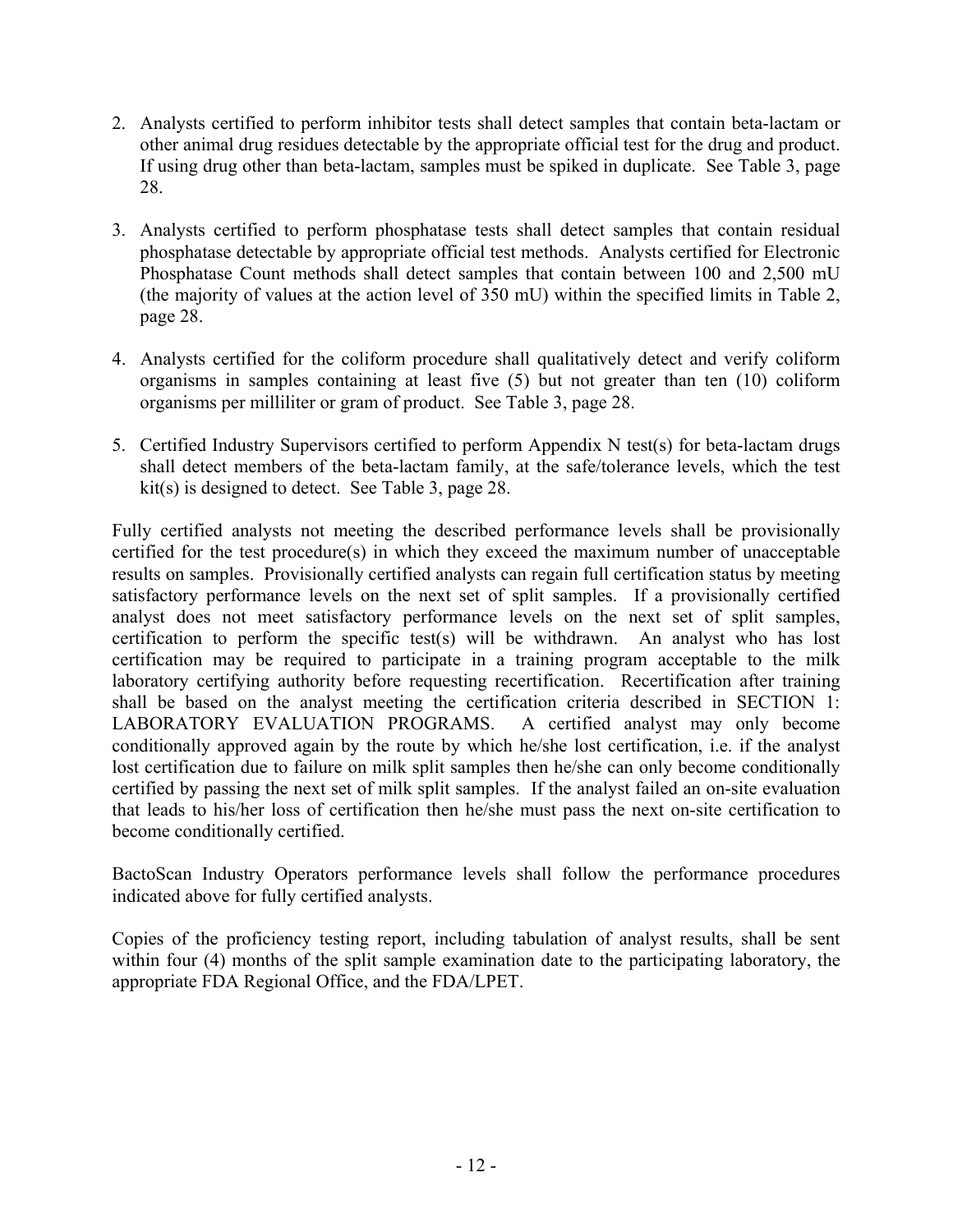2. Analysts certified to perform inhibitor tests shall detect samples that contain beta-lactam or other animal drug residues detectable by the appropriate official test for the drug and product. If using drug other than beta-lactam, samples must be spiked in duplicate. See Table 3, page 28.

3. Analysts certified to perform phosphatase tests shall detect samples that contain residual phosphatase detectable by appropriate official test methods. Analysts certified for Electronic Phosphatase Count methods shall detect samples that contain between 100 and 2,500 mU (the majority of values at the action level of 350 mU) within the specified limits in Table 2, page 28.

4. Analysts certified for the coliform procedure shall qualitatively detect and verify coliform organisms in samples containing at least five (5) but not greater than ten (10) coliform organisms per milliliter or gram of product. See Table 3, page 28.

5. Certified Industry Supervisors certified to perform Appendix N test(s) for beta-lactam drugs shall detect members of the beta-lactam family, at the safe/tolerance levels, which the test kit(s) is designed to detect. See Table 3, page 28.

Fully certified analysts not meeting the described performance levels shall be provisionally certified for the test procedure(s) in which they exceed the maximum number of unacceptable results on samples. Provisionally certified analysts can regain full certification status by meeting satisfactory performance levels on the next set of split samples. If a provisionally certified analyst does not meet satisfactory performance levels on the next set of split samples, certification to perform the specific test(s) will be withdrawn. An analyst who has lost certification may be required to participate in a training program acceptable to the milk laboratory certifying authority before requesting recertification. Recertification after training shall be based on the analyst meeting the certification criteria described in SECTION 1: LABORATORY EVALUATION PROGRAMS. A certified analyst may only become conditionally approved again by the route by which he/she lost certification, i.e. if the analyst lost certification due to failure on milk split samples then he/she can only become conditionally certified by passing the next set of milk split samples. If the analyst failed an on-site evaluation that leads to his/her loss of certification then he/she must pass the next on-site certification to become conditionally certified.

BactoScan Industry Operators performance levels shall follow the performance procedures indicated above for fully certified analysts.

Copies of the proficiency testing report, including tabulation of analyst results, shall be sent within four (4) months of the split sample examination date to the participating laboratory, the appropriate FDA Regional Office, and the FDA/LPET.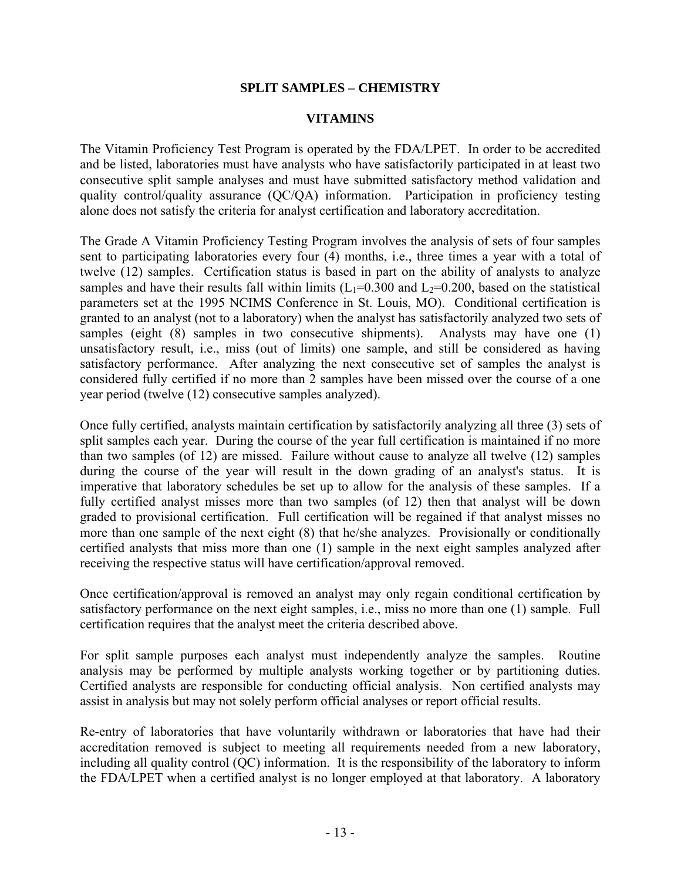## SPLIT SAMPLES – CHEMISTRY

### VITAMINS

The Vitamin Proficiency Test Program is operated by the FDA/LPET. In order to be accredited and be listed, laboratories must have analysts who have satisfactorily participated in at least two consecutive split sample analyses and must have submitted satisfactory method validation and quality control/quality assurance (QC/QA) information. Participation in proficiency testing alone does not satisfy the criteria for analyst certification and laboratory accreditation.

The Grade A Vitamin Proficiency Testing Program involves the analysis of sets of four samples sent to participating laboratories every four (4) months, i.e., three times a year with a total of twelve (12) samples. Certification status is based in part on the ability of analysts to analyze samples and have their results fall within limits ($L_1$=0.300 and $L_2$=0.200, based on the statistical parameters set at the 1995 NCIMS Conference in St. Louis, MO). Conditional certification is granted to an analyst (not to a laboratory) when the analyst has satisfactorily analyzed two sets of samples (eight (8) samples in two consecutive shipments). Analysts may have one (1) unsatisfactory result, i.e., miss (out of limits) one sample, and still be considered as having satisfactory performance. After analyzing the next consecutive set of samples the analyst is considered fully certified if no more than 2 samples have been missed over the course of a one year period (twelve (12) consecutive samples analyzed).

Once fully certified, analysts maintain certification by satisfactorily analyzing all three (3) sets of split samples each year. During the course of the year full certification is maintained if no more than two samples (of 12) are missed. Failure without cause to analyze all twelve (12) samples during the course of the year will result in the down grading of an analyst's status. It is imperative that laboratory schedules be set up to allow for the analysis of these samples. If a fully certified analyst misses more than two samples (of 12) then that analyst will be down graded to provisional certification. Full certification will be regained if that analyst misses no more than one sample of the next eight (8) that he/she analyzes. Provisionally or conditionally certified analysts that miss more than one (1) sample in the next eight samples analyzed after receiving the respective status will have certification/approval removed.

Once certification/approval is removed an analyst may only regain conditional certification by satisfactory performance on the next eight samples, i.e., miss no more than one (1) sample. Full certification requires that the analyst meet the criteria described above.

For split sample purposes each analyst must independently analyze the samples. Routine analysis may be performed by multiple analysts working together or by partitioning duties. Certified analysts are responsible for conducting official analysis. Non certified analysts may assist in analysis but may not solely perform official analyses or report official results.

Re-entry of laboratories that have voluntarily withdrawn or laboratories that have had their accreditation removed is subject to meeting all requirements needed from a new laboratory, including all quality control (QC) information. It is the responsibility of the laboratory to inform the FDA/LPET when a certified analyst is no longer employed at that laboratory. A laboratory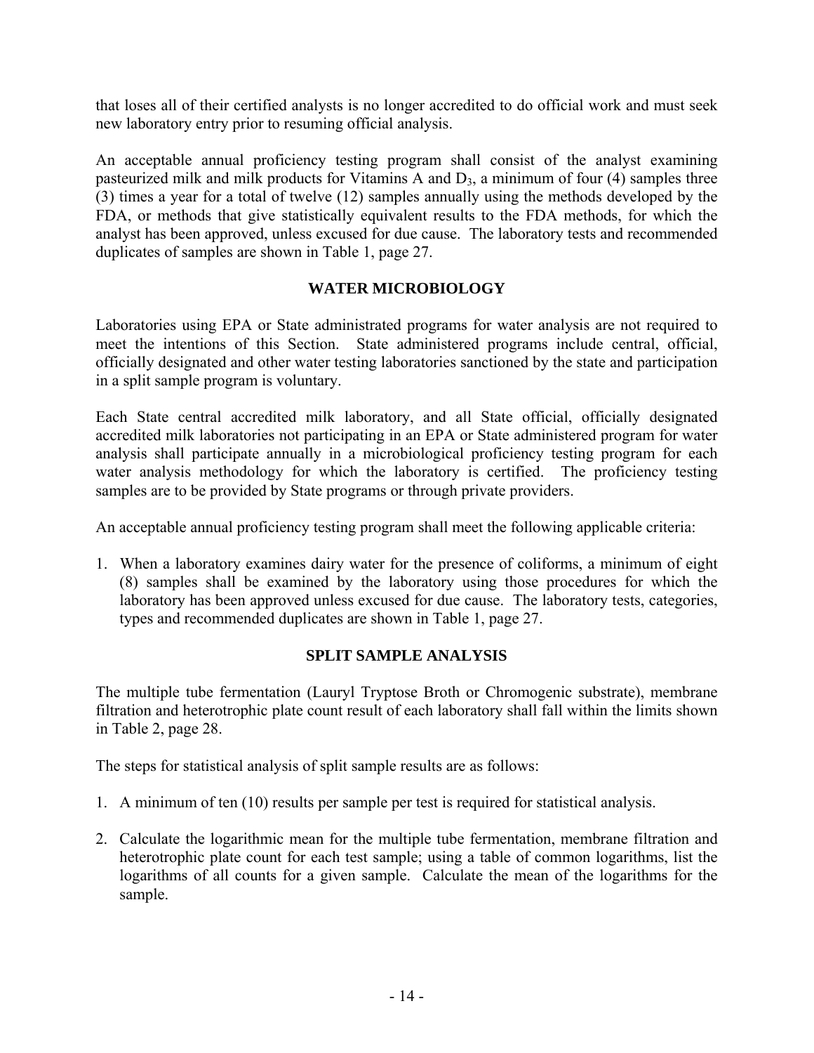that loses all of their certified analysts is no longer accredited to do official work and must seek new laboratory entry prior to resuming official analysis.

An acceptable annual proficiency testing program shall consist of the analyst examining pasteurized milk and milk products for Vitamins A and $D_3$, a minimum of four (4) samples three (3) times a year for a total of twelve (12) samples annually using the methods developed by the FDA, or methods that give statistically equivalent results to the FDA methods, for which the analyst has been approved, unless excused for due cause. The laboratory tests and recommended duplicates of samples are shown in Table 1, page 27.

## WATER MICROBIOLOGY

Laboratories using EPA or State administrated programs for water analysis are not required to meet the intentions of this Section. State administered programs include central, official, officially designated and other water testing laboratories sanctioned by the state and participation in a split sample program is voluntary.

Each State central accredited milk laboratory, and all State official, officially designated accredited milk laboratories not participating in an EPA or State administered program for water analysis shall participate annually in a microbiological proficiency testing program for each water analysis methodology for which the laboratory is certified. The proficiency testing samples are to be provided by State programs or through private providers.

An acceptable annual proficiency testing program shall meet the following applicable criteria:

1. When a laboratory examines dairy water for the presence of coliforms, a minimum of eight (8) samples shall be examined by the laboratory using those procedures for which the laboratory has been approved unless excused for due cause. The laboratory tests, categories, types and recommended duplicates are shown in Table 1, page 27.

## SPLIT SAMPLE ANALYSIS

The multiple tube fermentation (Lauryl Tryptose Broth or Chromogenic substrate), membrane filtration and heterotrophic plate count result of each laboratory shall fall within the limits shown in Table 2, page 28.

The steps for statistical analysis of split sample results are as follows:

1. A minimum of ten (10) results per sample per test is required for statistical analysis.

2. Calculate the logarithmic mean for the multiple tube fermentation, membrane filtration and heterotrophic plate count for each test sample; using a table of common logarithms, list the logarithms of all counts for a given sample. Calculate the mean of the logarithms for the sample.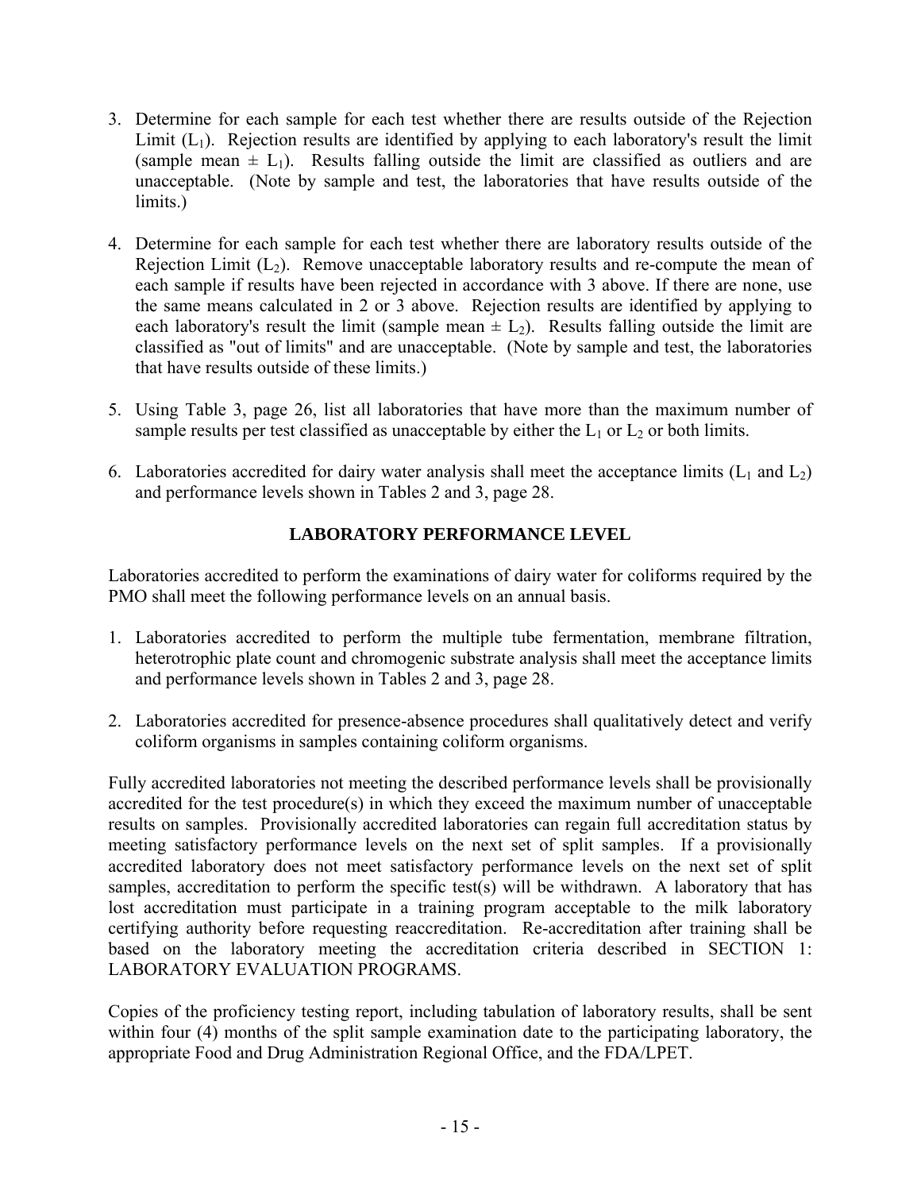3. Determine for each sample for each test whether there are results outside of the Rejection Limit ($L_1$). Rejection results are identified by applying to each laboratory's result the limit (sample mean $\pm$ $L_1$). Results falling outside the limit are classified as outliers and are unacceptable. (Note by sample and test, the laboratories that have results outside of the limits.)

4. Determine for each sample for each test whether there are laboratory results outside of the Rejection Limit ($L_2$). Remove unacceptable laboratory results and re-compute the mean of each sample if results have been rejected in accordance with 3 above. If there are none, use the same means calculated in 2 or 3 above. Rejection results are identified by applying to each laboratory's result the limit (sample mean $\pm$ $L_2$). Results falling outside the limit are classified as "out of limits" and are unacceptable. (Note by sample and test, the laboratories that have results outside of these limits.)

5. Using Table 3, page 26, list all laboratories that have more than the maximum number of sample results per test classified as unacceptable by either the $L_1$ or $L_2$ or both limits.

6. Laboratories accredited for dairy water analysis shall meet the acceptance limits ($L_1$ and $L_2$) and performance levels shown in Tables 2 and 3, page 28.

## LABORATORY PERFORMANCE LEVEL

Laboratories accredited to perform the examinations of dairy water for coliforms required by the PMO shall meet the following performance levels on an annual basis.

1. Laboratories accredited to perform the multiple tube fermentation, membrane filtration, heterotrophic plate count and chromogenic substrate analysis shall meet the acceptance limits and performance levels shown in Tables 2 and 3, page 28.

2. Laboratories accredited for presence-absence procedures shall qualitatively detect and verify coliform organisms in samples containing coliform organisms.

Fully accredited laboratories not meeting the described performance levels shall be provisionally accredited for the test procedure(s) in which they exceed the maximum number of unacceptable results on samples. Provisionally accredited laboratories can regain full accreditation status by meeting satisfactory performance levels on the next set of split samples. If a provisionally accredited laboratory does not meet satisfactory performance levels on the next set of split samples, accreditation to perform the specific test(s) will be withdrawn. A laboratory that has lost accreditation must participate in a training program acceptable to the milk laboratory certifying authority before requesting reaccreditation. Re-accreditation after training shall be based on the laboratory meeting the accreditation criteria described in SECTION 1: LABORATORY EVALUATION PROGRAMS.

Copies of the proficiency testing report, including tabulation of laboratory results, shall be sent within four (4) months of the split sample examination date to the participating laboratory, the appropriate Food and Drug Administration Regional Office, and the FDA/LPET.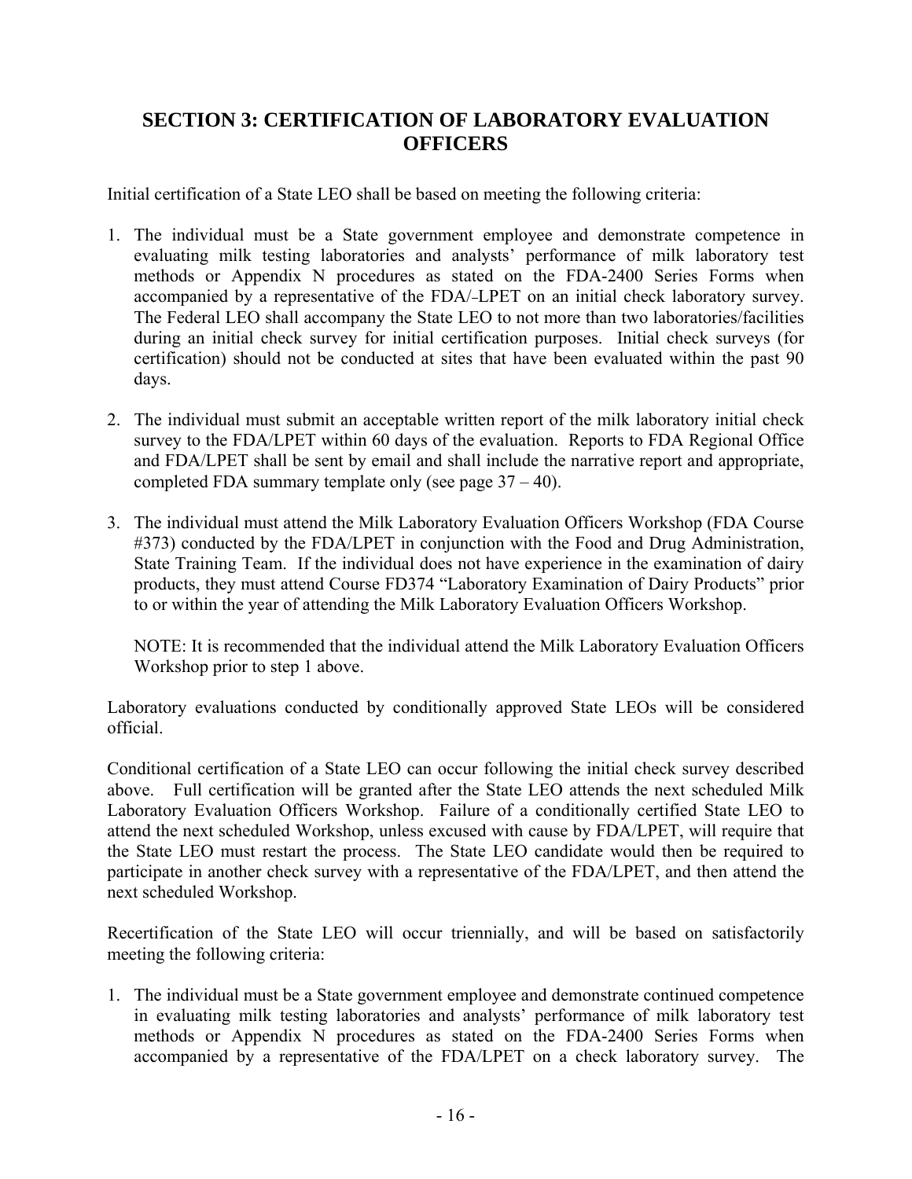## SECTION 3: CERTIFICATION OF LABORATORY EVALUATION OFFICERS

Initial certification of a State LEO shall be based on meeting the following criteria:

1. The individual must be a State government employee and demonstrate competence in evaluating milk testing laboratories and analysts' performance of milk laboratory test methods or Appendix N procedures as stated on the FDA-2400 Series Forms when accompanied by a representative of the FDA/-LPET on an initial check laboratory survey. The Federal LEO shall accompany the State LEO to not more than two laboratories/facilities during an initial check survey for initial certification purposes. Initial check surveys (for certification) should not be conducted at sites that have been evaluated within the past 90 days.

2. The individual must submit an acceptable written report of the milk laboratory initial check survey to the FDA/LPET within 60 days of the evaluation. Reports to FDA Regional Office and FDA/LPET shall be sent by email and shall include the narrative report and appropriate, completed FDA summary template only (see page 37 – 40).

3. The individual must attend the Milk Laboratory Evaluation Officers Workshop (FDA Course #373) conducted by the FDA/LPET in conjunction with the Food and Drug Administration, State Training Team. If the individual does not have experience in the examination of dairy products, they must attend Course FD374 "Laboratory Examination of Dairy Products" prior to or within the year of attending the Milk Laboratory Evaluation Officers Workshop.

   NOTE: It is recommended that the individual attend the Milk Laboratory Evaluation Officers Workshop prior to step 1 above.

Laboratory evaluations conducted by conditionally approved State LEOs will be considered official.

Conditional certification of a State LEO can occur following the initial check survey described above. Full certification will be granted after the State LEO attends the next scheduled Milk Laboratory Evaluation Officers Workshop. Failure of a conditionally certified State LEO to attend the next scheduled Workshop, unless excused with cause by FDA/LPET, will require that the State LEO must restart the process. The State LEO candidate would then be required to participate in another check survey with a representative of the FDA/LPET, and then attend the next scheduled Workshop.

Recertification of the State LEO will occur triennially, and will be based on satisfactorily meeting the following criteria:

1. The individual must be a State government employee and demonstrate continued competence in evaluating milk testing laboratories and analysts' performance of milk laboratory test methods or Appendix N procedures as stated on the FDA-2400 Series Forms when accompanied by a representative of the FDA/LPET on a check laboratory survey. The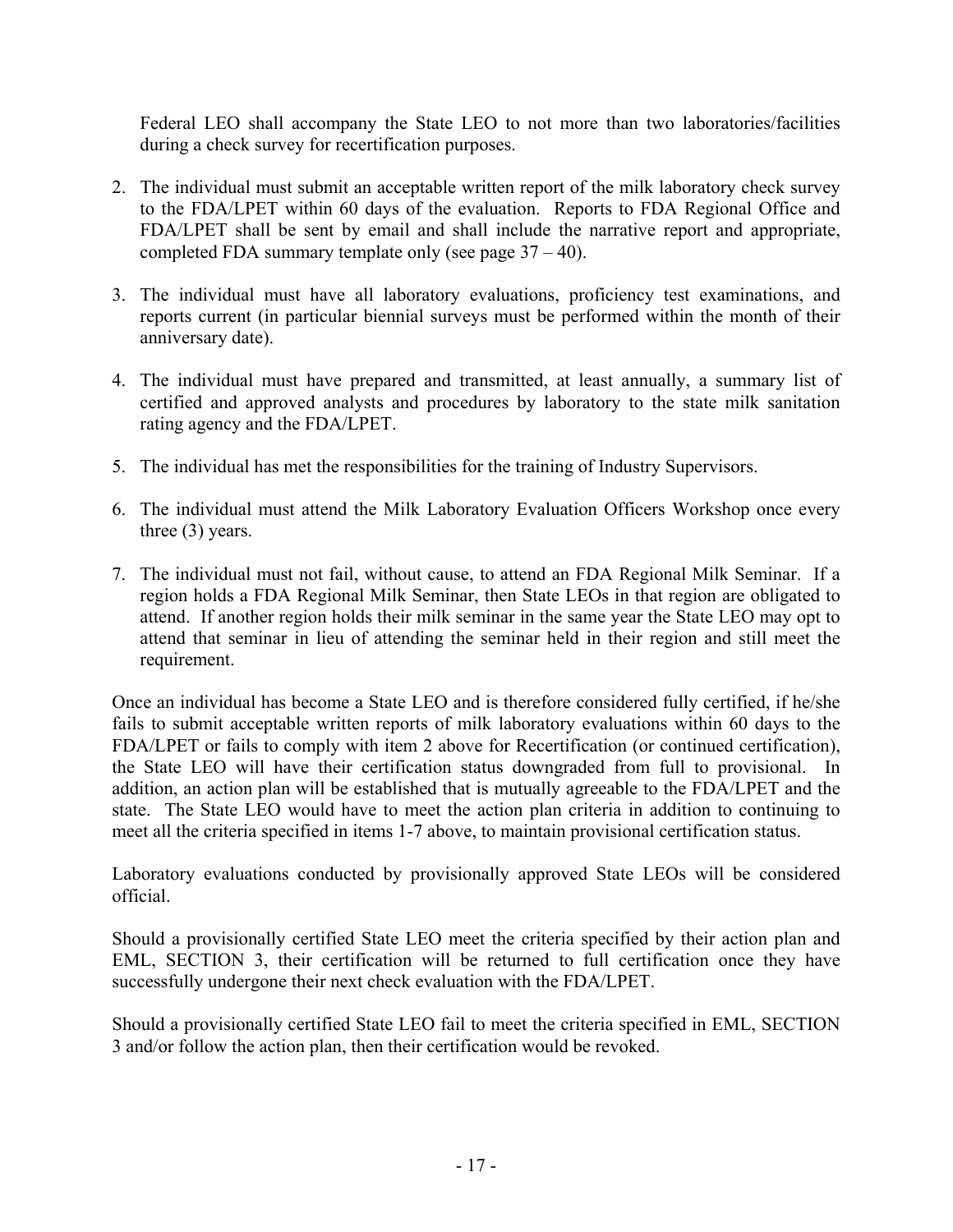Federal LEO shall accompany the State LEO to not more than two laboratories/facilities during a check survey for recertification purposes.

2. The individual must submit an acceptable written report of the milk laboratory check survey to the FDA/LPET within 60 days of the evaluation. Reports to FDA Regional Office and FDA/LPET shall be sent by email and shall include the narrative report and appropriate, completed FDA summary template only (see page 37 – 40).

3. The individual must have all laboratory evaluations, proficiency test examinations, and reports current (in particular biennial surveys must be performed within the month of their anniversary date).

4. The individual must have prepared and transmitted, at least annually, a summary list of certified and approved analysts and procedures by laboratory to the state milk sanitation rating agency and the FDA/LPET.

5. The individual has met the responsibilities for the training of Industry Supervisors.

6. The individual must attend the Milk Laboratory Evaluation Officers Workshop once every three (3) years.

7. The individual must not fail, without cause, to attend an FDA Regional Milk Seminar. If a region holds a FDA Regional Milk Seminar, then State LEOs in that region are obligated to attend. If another region holds their milk seminar in the same year the State LEO may opt to attend that seminar in lieu of attending the seminar held in their region and still meet the requirement.

Once an individual has become a State LEO and is therefore considered fully certified, if he/she fails to submit acceptable written reports of milk laboratory evaluations within 60 days to the FDA/LPET or fails to comply with item 2 above for Recertification (or continued certification), the State LEO will have their certification status downgraded from full to provisional. In addition, an action plan will be established that is mutually agreeable to the FDA/LPET and the state. The State LEO would have to meet the action plan criteria in addition to continuing to meet all the criteria specified in items 1-7 above, to maintain provisional certification status.

Laboratory evaluations conducted by provisionally approved State LEOs will be considered official.

Should a provisionally certified State LEO meet the criteria specified by their action plan and EML, SECTION 3, their certification will be returned to full certification once they have successfully undergone their next check evaluation with the FDA/LPET.

Should a provisionally certified State LEO fail to meet the criteria specified in EML, SECTION 3 and/or follow the action plan, then their certification would be revoked.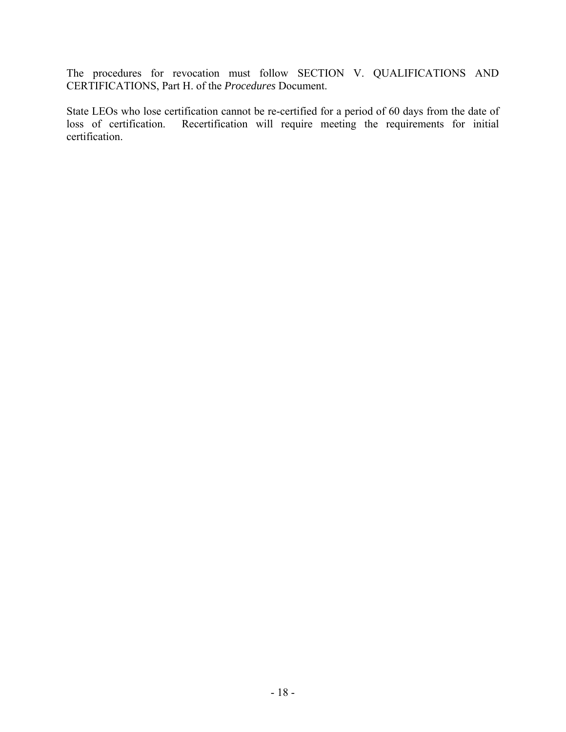The procedures for revocation must follow SECTION V. QUALIFICATIONS AND CERTIFICATIONS, Part H. of the *Procedures* Document.

State LEOs who lose certification cannot be re-certified for a period of 60 days from the date of loss of certification. Recertification will require meeting the requirements for initial certification.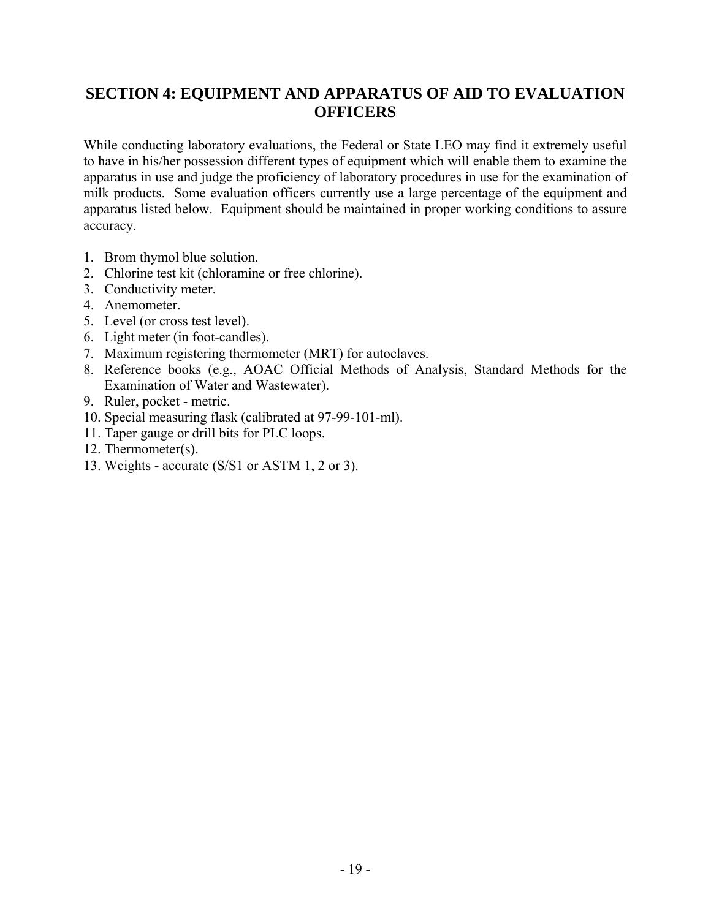## SECTION 4: EQUIPMENT AND APPARATUS OF AID TO EVALUATION OFFICERS

While conducting laboratory evaluations, the Federal or State LEO may find it extremely useful to have in his/her possession different types of equipment which will enable them to examine the apparatus in use and judge the proficiency of laboratory procedures in use for the examination of milk products. Some evaluation officers currently use a large percentage of the equipment and apparatus listed below. Equipment should be maintained in proper working conditions to assure accuracy.

1. Brom thymol blue solution.
2. Chlorine test kit (chloramine or free chlorine).
3. Conductivity meter.
4. Anemometer.
5. Level (or cross test level).
6. Light meter (in foot-candles).
7. Maximum registering thermometer (MRT) for autoclaves.
8. Reference books (e.g., AOAC Official Methods of Analysis, Standard Methods for the Examination of Water and Wastewater).
9. Ruler, pocket - metric.
10. Special measuring flask (calibrated at 97-99-101-ml).
11. Taper gauge or drill bits for PLC loops.
12. Thermometer(s).
13. Weights - accurate (S/S1 or ASTM 1, 2 or 3).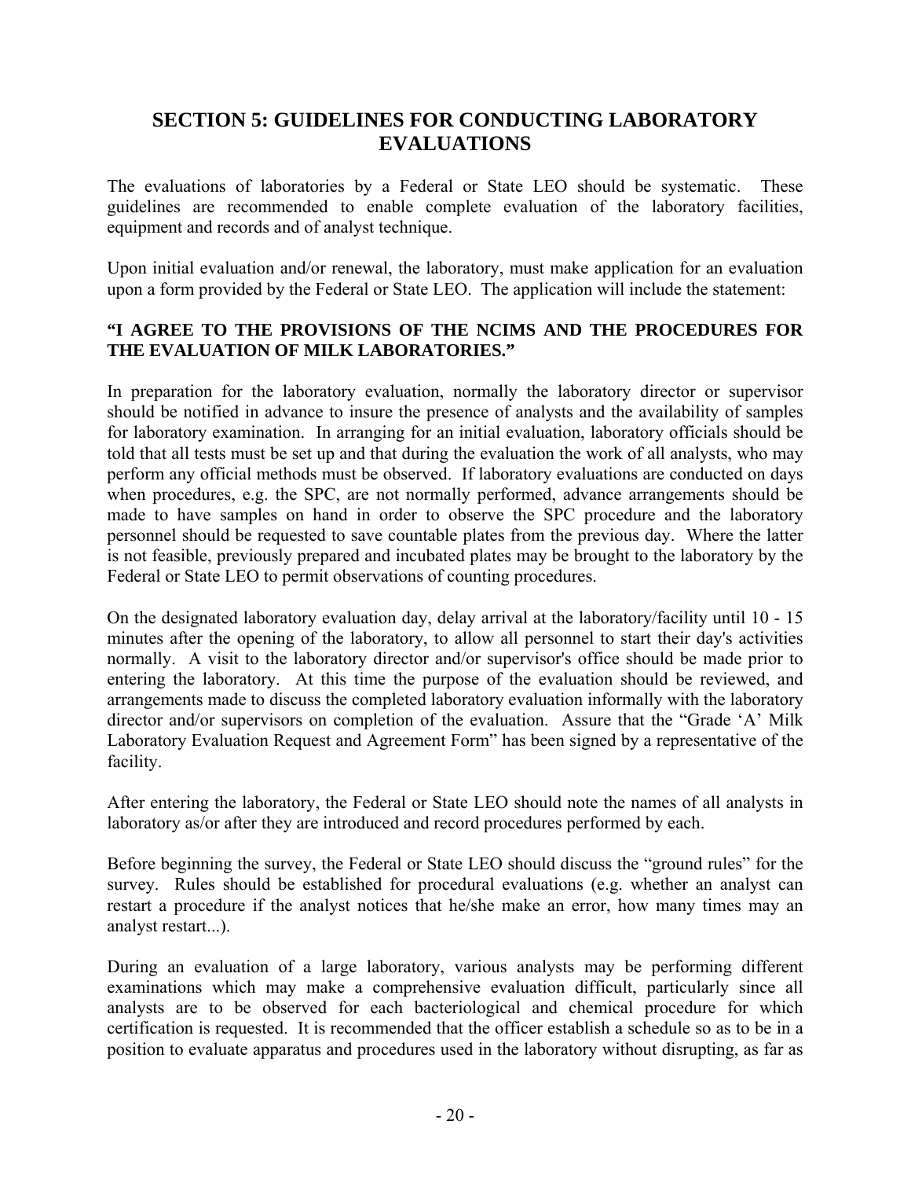## SECTION 5: GUIDELINES FOR CONDUCTING LABORATORY EVALUATIONS

The evaluations of laboratories by a Federal or State LEO should be systematic. These guidelines are recommended to enable complete evaluation of the laboratory facilities, equipment and records and of analyst technique.

Upon initial evaluation and/or renewal, the laboratory, must make application for an evaluation upon a form provided by the Federal or State LEO. The application will include the statement:

**"I AGREE TO THE PROVISIONS OF THE NCIMS AND THE PROCEDURES FOR THE EVALUATION OF MILK LABORATORIES."**

In preparation for the laboratory evaluation, normally the laboratory director or supervisor should be notified in advance to insure the presence of analysts and the availability of samples for laboratory examination. In arranging for an initial evaluation, laboratory officials should be told that all tests must be set up and that during the evaluation the work of all analysts, who may perform any official methods must be observed. If laboratory evaluations are conducted on days when procedures, e.g. the SPC, are not normally performed, advance arrangements should be made to have samples on hand in order to observe the SPC procedure and the laboratory personnel should be requested to save countable plates from the previous day. Where the latter is not feasible, previously prepared and incubated plates may be brought to the laboratory by the Federal or State LEO to permit observations of counting procedures.

On the designated laboratory evaluation day, delay arrival at the laboratory/facility until 10 - 15 minutes after the opening of the laboratory, to allow all personnel to start their day's activities normally. A visit to the laboratory director and/or supervisor's office should be made prior to entering the laboratory. At this time the purpose of the evaluation should be reviewed, and arrangements made to discuss the completed laboratory evaluation informally with the laboratory director and/or supervisors on completion of the evaluation. Assure that the "Grade 'A' Milk Laboratory Evaluation Request and Agreement Form" has been signed by a representative of the facility.

After entering the laboratory, the Federal or State LEO should note the names of all analysts in laboratory as/or after they are introduced and record procedures performed by each.

Before beginning the survey, the Federal or State LEO should discuss the "ground rules" for the survey. Rules should be established for procedural evaluations (e.g. whether an analyst can restart a procedure if the analyst notices that he/she make an error, how many times may an analyst restart...).

During an evaluation of a large laboratory, various analysts may be performing different examinations which may make a comprehensive evaluation difficult, particularly since all analysts are to be observed for each bacteriological and chemical procedure for which certification is requested. It is recommended that the officer establish a schedule so as to be in a position to evaluate apparatus and procedures used in the laboratory without disrupting, as far as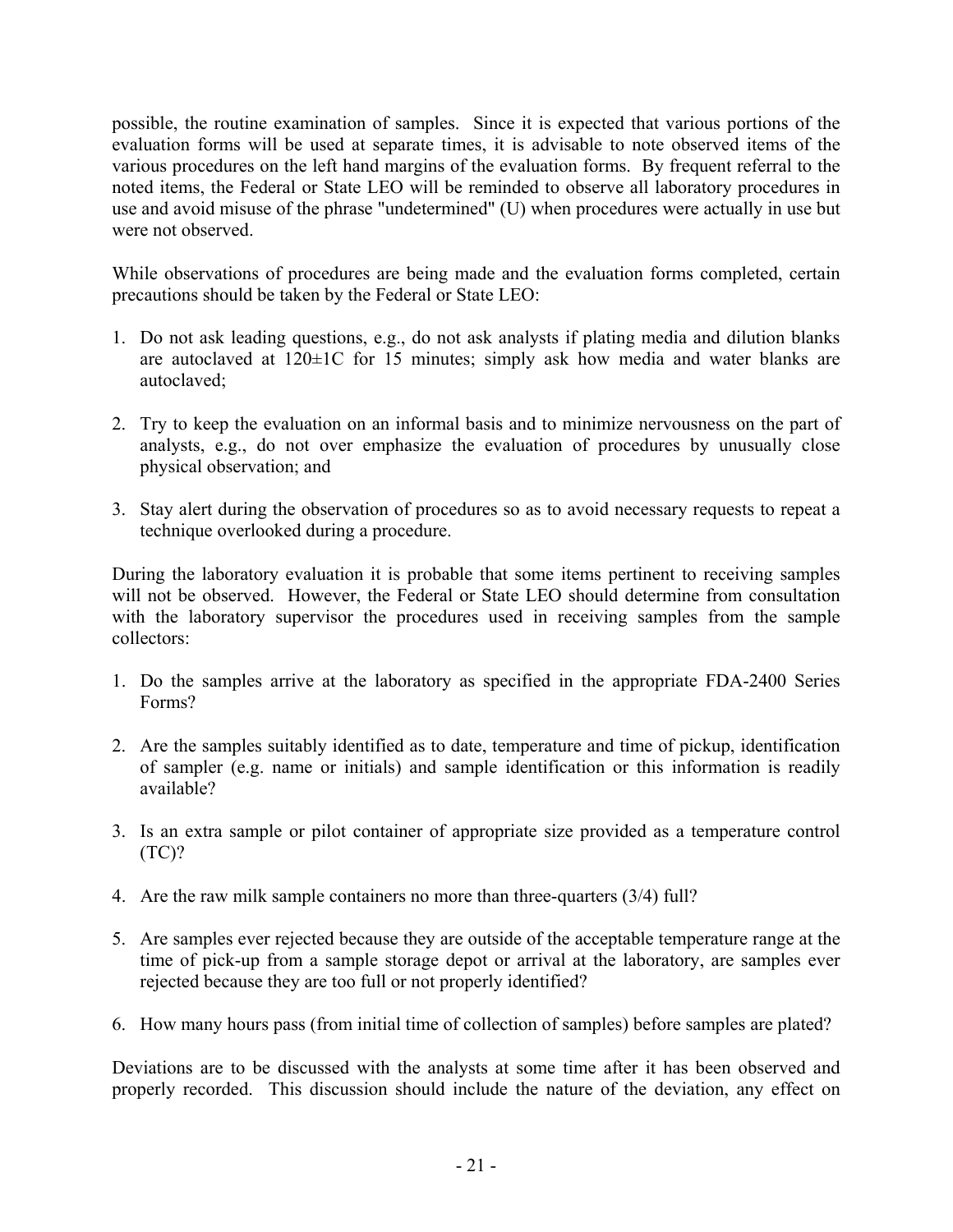possible, the routine examination of samples. Since it is expected that various portions of the evaluation forms will be used at separate times, it is advisable to note observed items of the various procedures on the left hand margins of the evaluation forms. By frequent referral to the noted items, the Federal or State LEO will be reminded to observe all laboratory procedures in use and avoid misuse of the phrase "undetermined" (U) when procedures were actually in use but were not observed.

While observations of procedures are being made and the evaluation forms completed, certain precautions should be taken by the Federal or State LEO:

1. Do not ask leading questions, e.g., do not ask analysts if plating media and dilution blanks are autoclaved at 120±1C for 15 minutes; simply ask how media and water blanks are autoclaved;

2. Try to keep the evaluation on an informal basis and to minimize nervousness on the part of analysts, e.g., do not over emphasize the evaluation of procedures by unusually close physical observation; and

3. Stay alert during the observation of procedures so as to avoid necessary requests to repeat a technique overlooked during a procedure.

During the laboratory evaluation it is probable that some items pertinent to receiving samples will not be observed. However, the Federal or State LEO should determine from consultation with the laboratory supervisor the procedures used in receiving samples from the sample collectors:

1. Do the samples arrive at the laboratory as specified in the appropriate FDA-2400 Series Forms?

2. Are the samples suitably identified as to date, temperature and time of pickup, identification of sampler (e.g. name or initials) and sample identification or this information is readily available?

3. Is an extra sample or pilot container of appropriate size provided as a temperature control (TC)?

4. Are the raw milk sample containers no more than three-quarters (3/4) full?

5. Are samples ever rejected because they are outside of the acceptable temperature range at the time of pick-up from a sample storage depot or arrival at the laboratory, are samples ever rejected because they are too full or not properly identified?

6. How many hours pass (from initial time of collection of samples) before samples are plated?

Deviations are to be discussed with the analysts at some time after it has been observed and properly recorded. This discussion should include the nature of the deviation, any effect on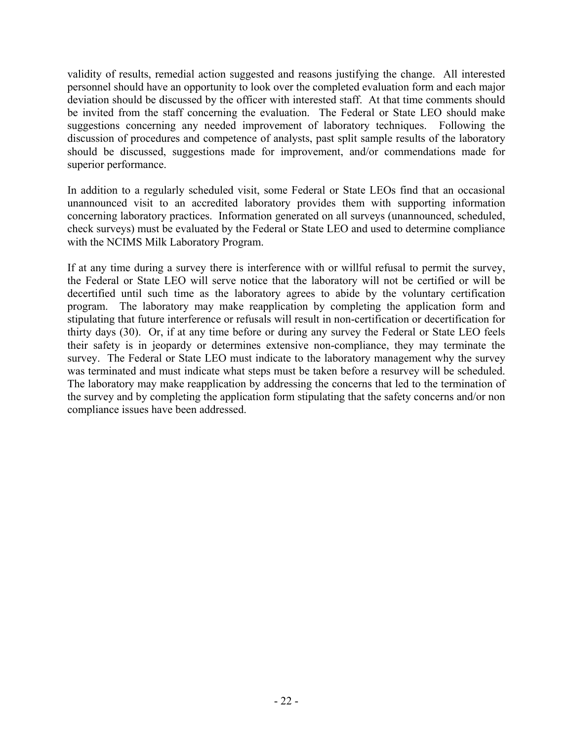validity of results, remedial action suggested and reasons justifying the change. All interested personnel should have an opportunity to look over the completed evaluation form and each major deviation should be discussed by the officer with interested staff. At that time comments should be invited from the staff concerning the evaluation. The Federal or State LEO should make suggestions concerning any needed improvement of laboratory techniques. Following the discussion of procedures and competence of analysts, past split sample results of the laboratory should be discussed, suggestions made for improvement, and/or commendations made for superior performance.

In addition to a regularly scheduled visit, some Federal or State LEOs find that an occasional unannounced visit to an accredited laboratory provides them with supporting information concerning laboratory practices. Information generated on all surveys (unannounced, scheduled, check surveys) must be evaluated by the Federal or State LEO and used to determine compliance with the NCIMS Milk Laboratory Program.

If at any time during a survey there is interference with or willful refusal to permit the survey, the Federal or State LEO will serve notice that the laboratory will not be certified or will be decertified until such time as the laboratory agrees to abide by the voluntary certification program. The laboratory may make reapplication by completing the application form and stipulating that future interference or refusals will result in non-certification or decertification for thirty days (30). Or, if at any time before or during any survey the Federal or State LEO feels their safety is in jeopardy or determines extensive non-compliance, they may terminate the survey. The Federal or State LEO must indicate to the laboratory management why the survey was terminated and must indicate what steps must be taken before a resurvey will be scheduled. The laboratory may make reapplication by addressing the concerns that led to the termination of the survey and by completing the application form stipulating that the safety concerns and/or non compliance issues have been addressed.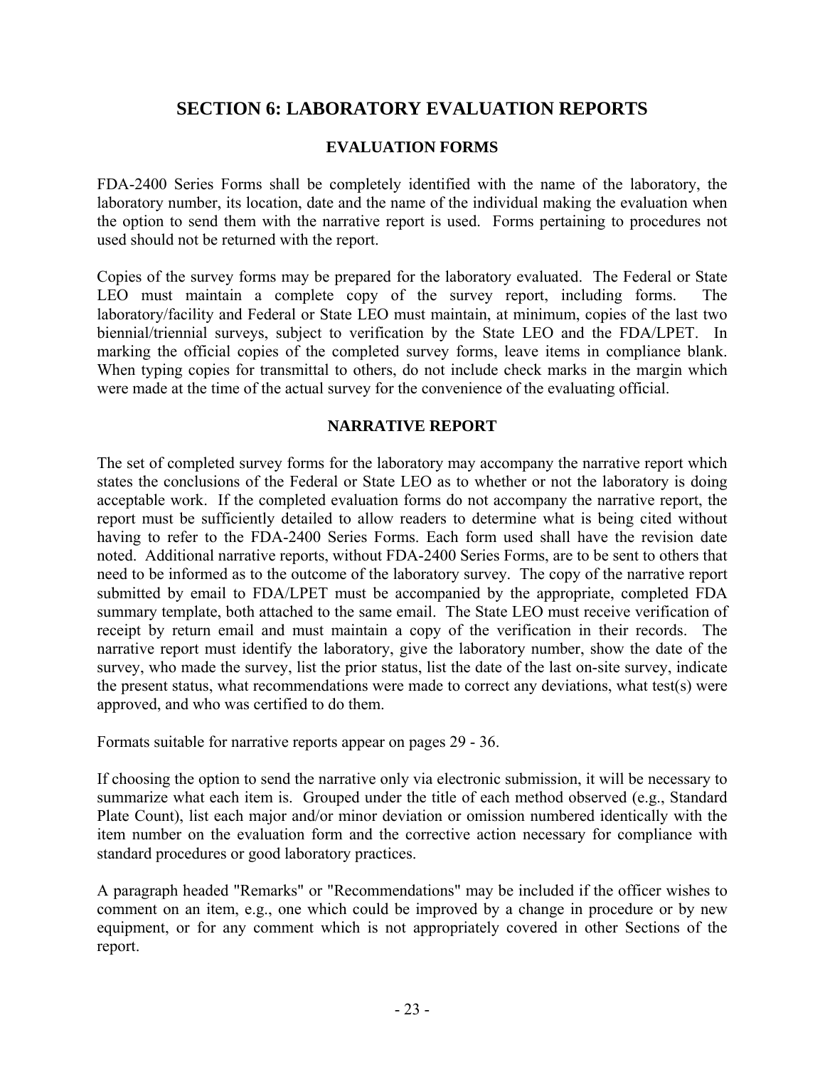# SECTION 6: LABORATORY EVALUATION REPORTS

## EVALUATION FORMS

FDA-2400 Series Forms shall be completely identified with the name of the laboratory, the laboratory number, its location, date and the name of the individual making the evaluation when the option to send them with the narrative report is used. Forms pertaining to procedures not used should not be returned with the report.

Copies of the survey forms may be prepared for the laboratory evaluated. The Federal or State LEO must maintain a complete copy of the survey report, including forms. The laboratory/facility and Federal or State LEO must maintain, at minimum, copies of the last two biennial/triennial surveys, subject to verification by the State LEO and the FDA/LPET. In marking the official copies of the completed survey forms, leave items in compliance blank. When typing copies for transmittal to others, do not include check marks in the margin which were made at the time of the actual survey for the convenience of the evaluating official.

## NARRATIVE REPORT

The set of completed survey forms for the laboratory may accompany the narrative report which states the conclusions of the Federal or State LEO as to whether or not the laboratory is doing acceptable work. If the completed evaluation forms do not accompany the narrative report, the report must be sufficiently detailed to allow readers to determine what is being cited without having to refer to the FDA-2400 Series Forms. Each form used shall have the revision date noted. Additional narrative reports, without FDA-2400 Series Forms, are to be sent to others that need to be informed as to the outcome of the laboratory survey. The copy of the narrative report submitted by email to FDA/LPET must be accompanied by the appropriate, completed FDA summary template, both attached to the same email. The State LEO must receive verification of receipt by return email and must maintain a copy of the verification in their records. The narrative report must identify the laboratory, give the laboratory number, show the date of the survey, who made the survey, list the prior status, list the date of the last on-site survey, indicate the present status, what recommendations were made to correct any deviations, what test(s) were approved, and who was certified to do them.

Formats suitable for narrative reports appear on pages 29 - 36.

If choosing the option to send the narrative only via electronic submission, it will be necessary to summarize what each item is. Grouped under the title of each method observed (e.g., Standard Plate Count), list each major and/or minor deviation or omission numbered identically with the item number on the evaluation form and the corrective action necessary for compliance with standard procedures or good laboratory practices.

A paragraph headed "Remarks" or "Recommendations" may be included if the officer wishes to comment on an item, e.g., one which could be improved by a change in procedure or by new equipment, or for any comment which is not appropriately covered in other Sections of the report.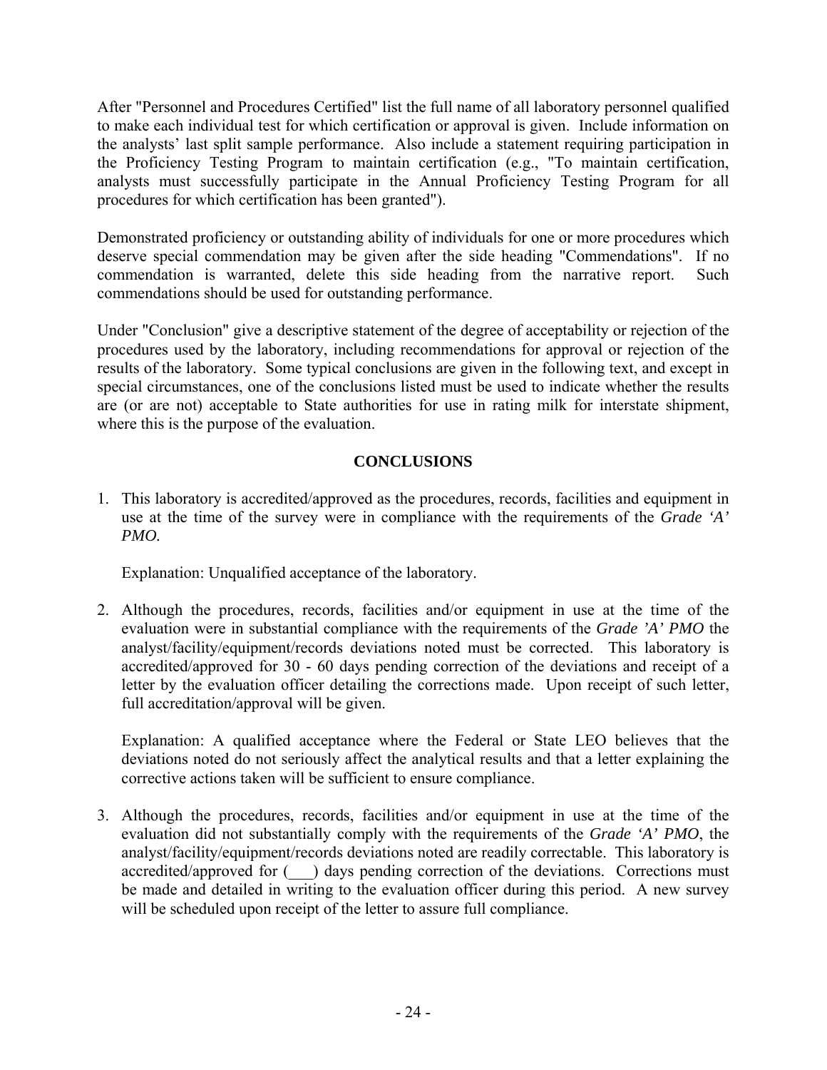After "Personnel and Procedures Certified" list the full name of all laboratory personnel qualified to make each individual test for which certification or approval is given. Include information on the analysts' last split sample performance. Also include a statement requiring participation in the Proficiency Testing Program to maintain certification (e.g., "To maintain certification, analysts must successfully participate in the Annual Proficiency Testing Program for all procedures for which certification has been granted").

Demonstrated proficiency or outstanding ability of individuals for one or more procedures which deserve special commendation may be given after the side heading "Commendations". If no commendation is warranted, delete this side heading from the narrative report. Such commendations should be used for outstanding performance.

Under "Conclusion" give a descriptive statement of the degree of acceptability or rejection of the procedures used by the laboratory, including recommendations for approval or rejection of the results of the laboratory. Some typical conclusions are given in the following text, and except in special circumstances, one of the conclusions listed must be used to indicate whether the results are (or are not) acceptable to State authorities for use in rating milk for interstate shipment, where this is the purpose of the evaluation.

**CONCLUSIONS**

1. This laboratory is accredited/approved as the procedures, records, facilities and equipment in use at the time of the survey were in compliance with the requirements of the *Grade 'A' PMO.*

   Explanation: Unqualified acceptance of the laboratory.

2. Although the procedures, records, facilities and/or equipment in use at the time of the evaluation were in substantial compliance with the requirements of the *Grade 'A' PMO* the analyst/facility/equipment/records deviations noted must be corrected. This laboratory is accredited/approved for 30 - 60 days pending correction of the deviations and receipt of a letter by the evaluation officer detailing the corrections made. Upon receipt of such letter, full accreditation/approval will be given.

   Explanation: A qualified acceptance where the Federal or State LEO believes that the deviations noted do not seriously affect the analytical results and that a letter explaining the corrective actions taken will be sufficient to ensure compliance.

3. Although the procedures, records, facilities and/or equipment in use at the time of the evaluation did not substantially comply with the requirements of the *Grade 'A' PMO*, the analyst/facility/equipment/records deviations noted are readily correctable. This laboratory is accredited/approved for (___) days pending correction of the deviations. Corrections must be made and detailed in writing to the evaluation officer during this period. A new survey will be scheduled upon receipt of the letter to assure full compliance.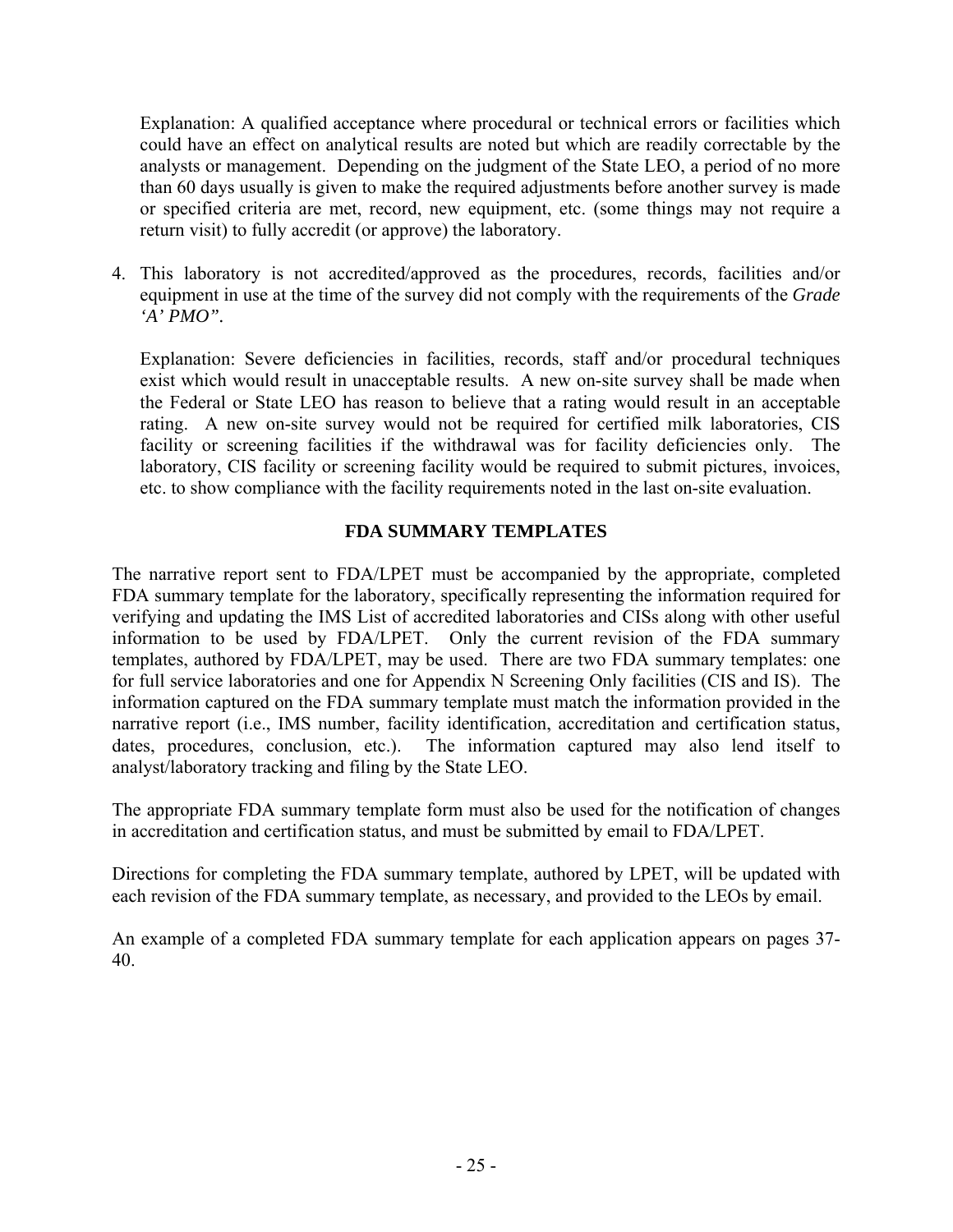Explanation: A qualified acceptance where procedural or technical errors or facilities which could have an effect on analytical results are noted but which are readily correctable by the analysts or management. Depending on the judgment of the State LEO, a period of no more than 60 days usually is given to make the required adjustments before another survey is made or specified criteria are met, record, new equipment, etc. (some things may not require a return visit) to fully accredit (or approve) the laboratory.

4. This laboratory is not accredited/approved as the procedures, records, facilities and/or equipment in use at the time of the survey did not comply with the requirements of the *Grade 'A' PMO"*.

   Explanation: Severe deficiencies in facilities, records, staff and/or procedural techniques exist which would result in unacceptable results. A new on-site survey shall be made when the Federal or State LEO has reason to believe that a rating would result in an acceptable rating. A new on-site survey would not be required for certified milk laboratories, CIS facility or screening facilities if the withdrawal was for facility deficiencies only. The laboratory, CIS facility or screening facility would be required to submit pictures, invoices, etc. to show compliance with the facility requirements noted in the last on-site evaluation.

## FDA SUMMARY TEMPLATES

The narrative report sent to FDA/LPET must be accompanied by the appropriate, completed FDA summary template for the laboratory, specifically representing the information required for verifying and updating the IMS List of accredited laboratories and CISs along with other useful information to be used by FDA/LPET. Only the current revision of the FDA summary templates, authored by FDA/LPET, may be used. There are two FDA summary templates: one for full service laboratories and one for Appendix N Screening Only facilities (CIS and IS). The information captured on the FDA summary template must match the information provided in the narrative report (i.e., IMS number, facility identification, accreditation and certification status, dates, procedures, conclusion, etc.). The information captured may also lend itself to analyst/laboratory tracking and filing by the State LEO.

The appropriate FDA summary template form must also be used for the notification of changes in accreditation and certification status, and must be submitted by email to FDA/LPET.

Directions for completing the FDA summary template, authored by LPET, will be updated with each revision of the FDA summary template, as necessary, and provided to the LEOs by email.

An example of a completed FDA summary template for each application appears on pages 37-40.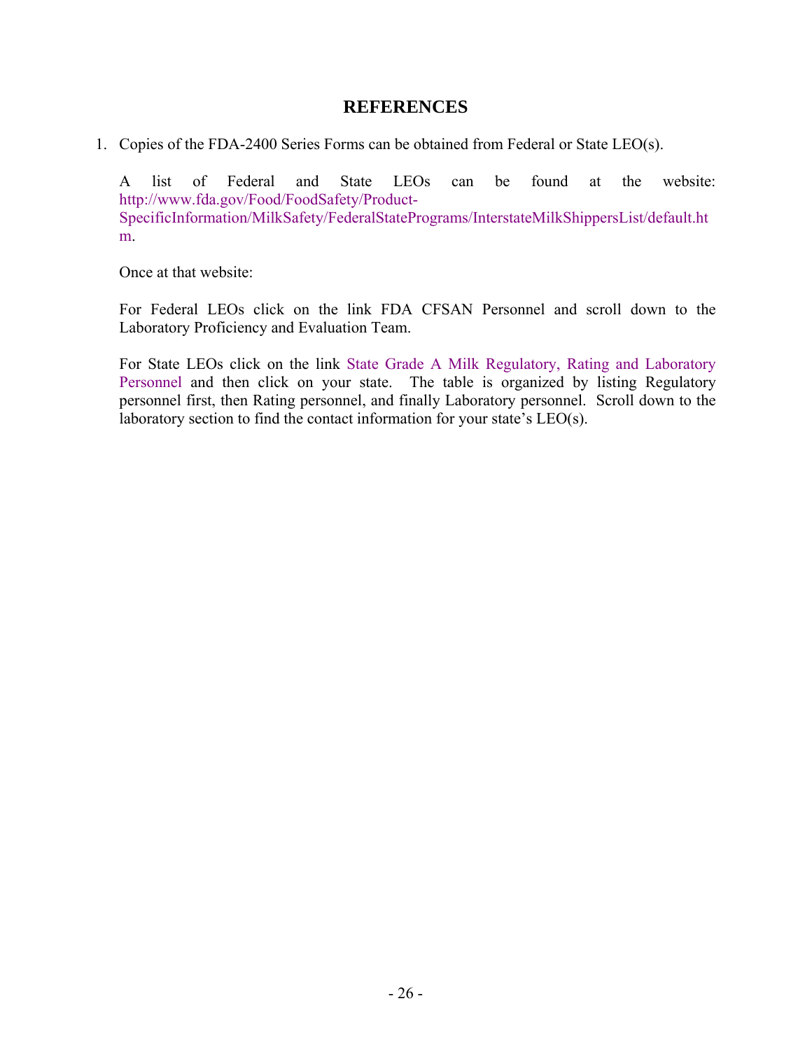# REFERENCES

1. Copies of the FDA-2400 Series Forms can be obtained from Federal or State LEO(s).

   A list of Federal and State LEOs can be found at the website: http://www.fda.gov/Food/FoodSafety/Product-SpecificInformation/MilkSafety/FederalStatePrograms/InterstateMilkShippersList/default.htm.

   Once at that website:

   For Federal LEOs click on the link FDA CFSAN Personnel and scroll down to the Laboratory Proficiency and Evaluation Team.

   For State LEOs click on the link State Grade A Milk Regulatory, Rating and Laboratory Personnel and then click on your state. The table is organized by listing Regulatory personnel first, then Rating personnel, and finally Laboratory personnel. Scroll down to the laboratory section to find the contact information for your state's LEO(s).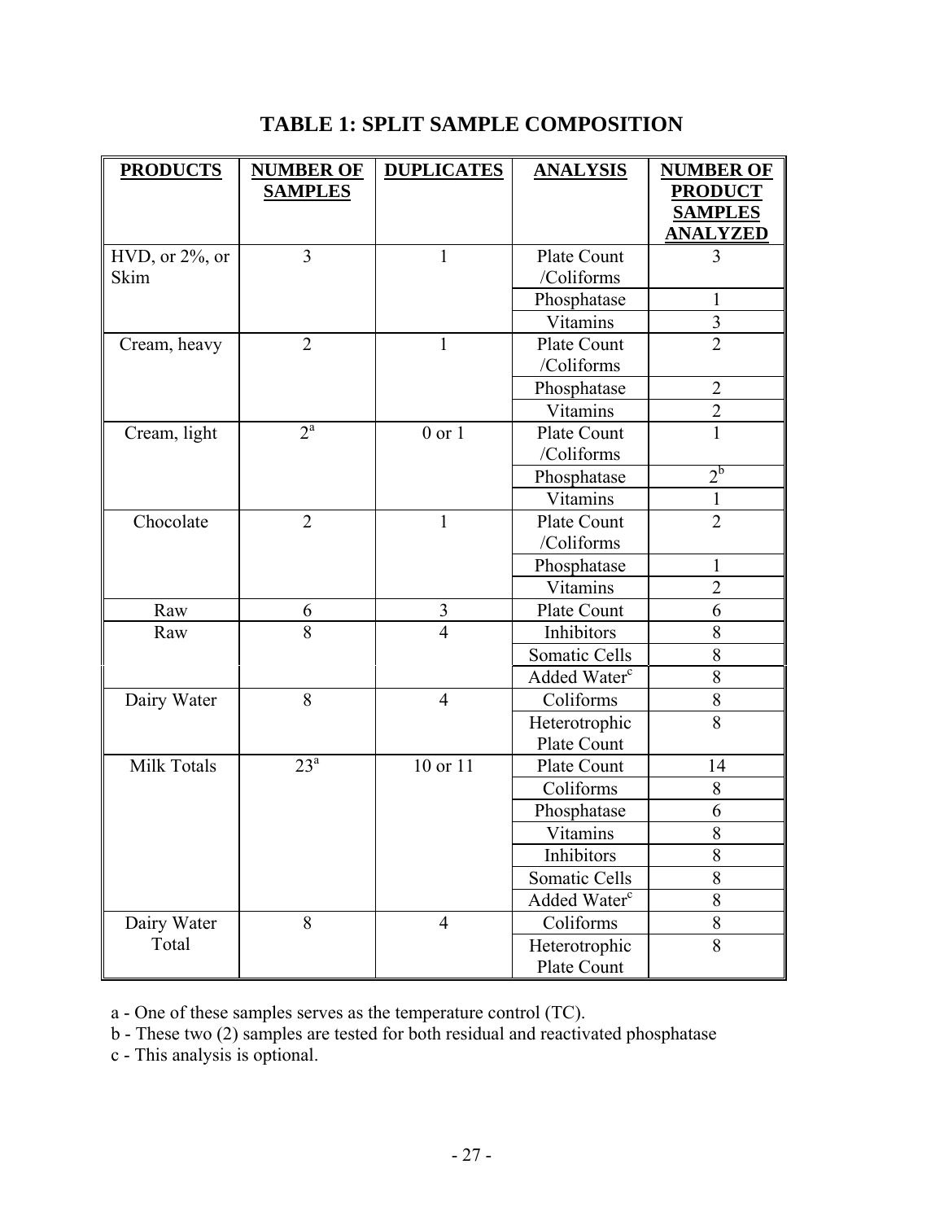# TABLE 1: SPLIT SAMPLE COMPOSITION

| PRODUCTS | NUMBER OF SAMPLES | DUPLICATES | ANALYSIS | NUMBER OF PRODUCT SAMPLES ANALYZED |
|---|---|---|---|---|
| HVD, or 2%, or Skim | 3 | 1 | Plate Count /Coliforms | 3 |
| | | | Phosphatase | 1 |
| | | | Vitamins | 3 |
| Cream, heavy | 2 | 1 | Plate Count /Coliforms | 2 |
| | | | Phosphatase | 2 |
| | | | Vitamins | 2 |
| Cream, light | 2[a] | 0 or 1 | Plate Count /Coliforms | 1 |
| | | | Phosphatase | 2[b] |
| | | | Vitamins | 1 |
| Chocolate | 2 | 1 | Plate Count /Coliforms | 2 |
| | | | Phosphatase | 1 |
| | | | Vitamins | 2 |
| Raw | 6 | 3 | Plate Count | 6 |
| Raw | 8 | 4 | Inhibitors | 8 |
| | | | Somatic Cells | 8 |
| | | | Added Water[c] | 8 |
| Dairy Water | 8 | 4 | Coliforms | 8 |
| | | | Heterotrophic Plate Count | 8 |
| Milk Totals | 23[a] | 10 or 11 | Plate Count | 14 |
| | | | Coliforms | 8 |
| | | | Phosphatase | 6 |
| | | | Vitamins | 8 |
| | | | Inhibitors | 8 |
| | | | Somatic Cells | 8 |
| | | | Added Water[c] | 8 |
| Dairy Water Total | 8 | 4 | Coliforms | 8 |
| | | | Heterotrophic Plate Count | 8 |

a - One of these samples serves as the temperature control (TC).

b - These two (2) samples are tested for both residual and reactivated phosphatase

c - This analysis is optional.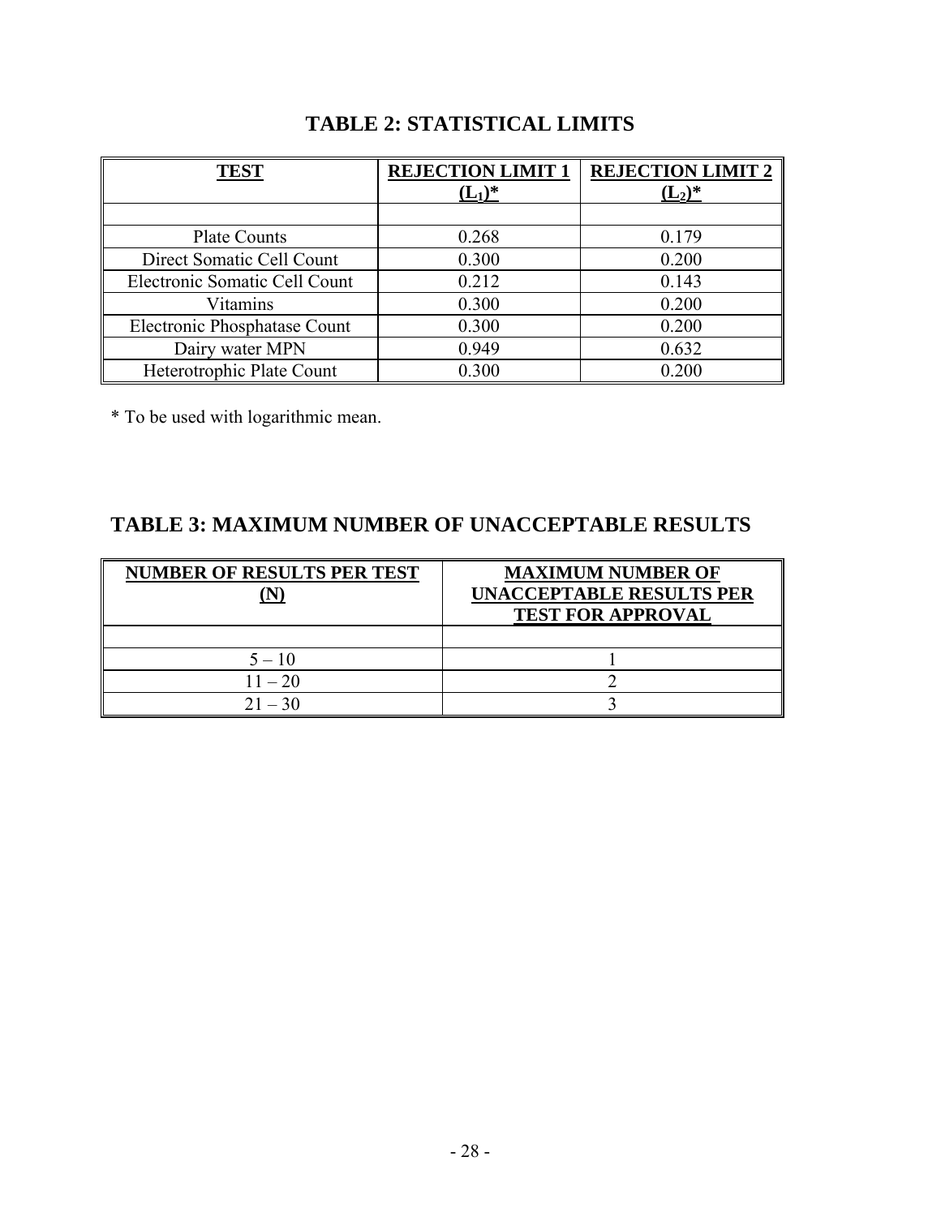## TABLE 2: STATISTICAL LIMITS

| TEST | REJECTION LIMIT 1 ($L_1$)* | REJECTION LIMIT 2 ($L_2$)* |
|---|---|---|
| | | |
| Plate Counts | 0.268 | 0.179 |
| Direct Somatic Cell Count | 0.300 | 0.200 |
| Electronic Somatic Cell Count | 0.212 | 0.143 |
| Vitamins | 0.300 | 0.200 |
| Electronic Phosphatase Count | 0.300 | 0.200 |
| Dairy water MPN | 0.949 | 0.632 |
| Heterotrophic Plate Count | 0.300 | 0.200 |

* To be used with logarithmic mean.

## TABLE 3: MAXIMUM NUMBER OF UNACCEPTABLE RESULTS

| NUMBER OF RESULTS PER TEST (N) | MAXIMUM NUMBER OF UNACCEPTABLE RESULTS PER TEST FOR APPROVAL |
|---|---|
| | |
| 5 – 10 | 1 |
| 11 – 20 | 2 |
| 21 – 30 | 3 |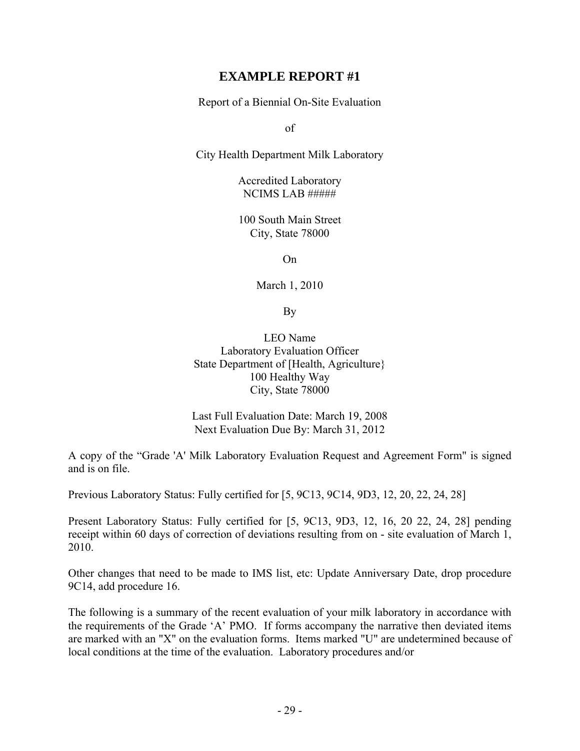# EXAMPLE REPORT #1

Report of a Biennial On-Site Evaluation

of

City Health Department Milk Laboratory

Accredited Laboratory
NCIMS LAB #####

100 South Main Street
City, State 78000

On

March 1, 2010

By

LEO Name
Laboratory Evaluation Officer
State Department of [Health, Agriculture}
100 Healthy Way
City, State 78000

Last Full Evaluation Date: March 19, 2008
Next Evaluation Due By: March 31, 2012

A copy of the "Grade 'A' Milk Laboratory Evaluation Request and Agreement Form" is signed and is on file.

Previous Laboratory Status: Fully certified for [5, 9C13, 9C14, 9D3, 12, 20, 22, 24, 28]

Present Laboratory Status: Fully certified for [5, 9C13, 9D3, 12, 16, 20 22, 24, 28] pending receipt within 60 days of correction of deviations resulting from on - site evaluation of March 1, 2010.

Other changes that need to be made to IMS list, etc: Update Anniversary Date, drop procedure 9C14, add procedure 16.

The following is a summary of the recent evaluation of your milk laboratory in accordance with the requirements of the Grade 'A' PMO. If forms accompany the narrative then deviated items are marked with an "X" on the evaluation forms. Items marked "U" are undetermined because of local conditions at the time of the evaluation. Laboratory procedures and/or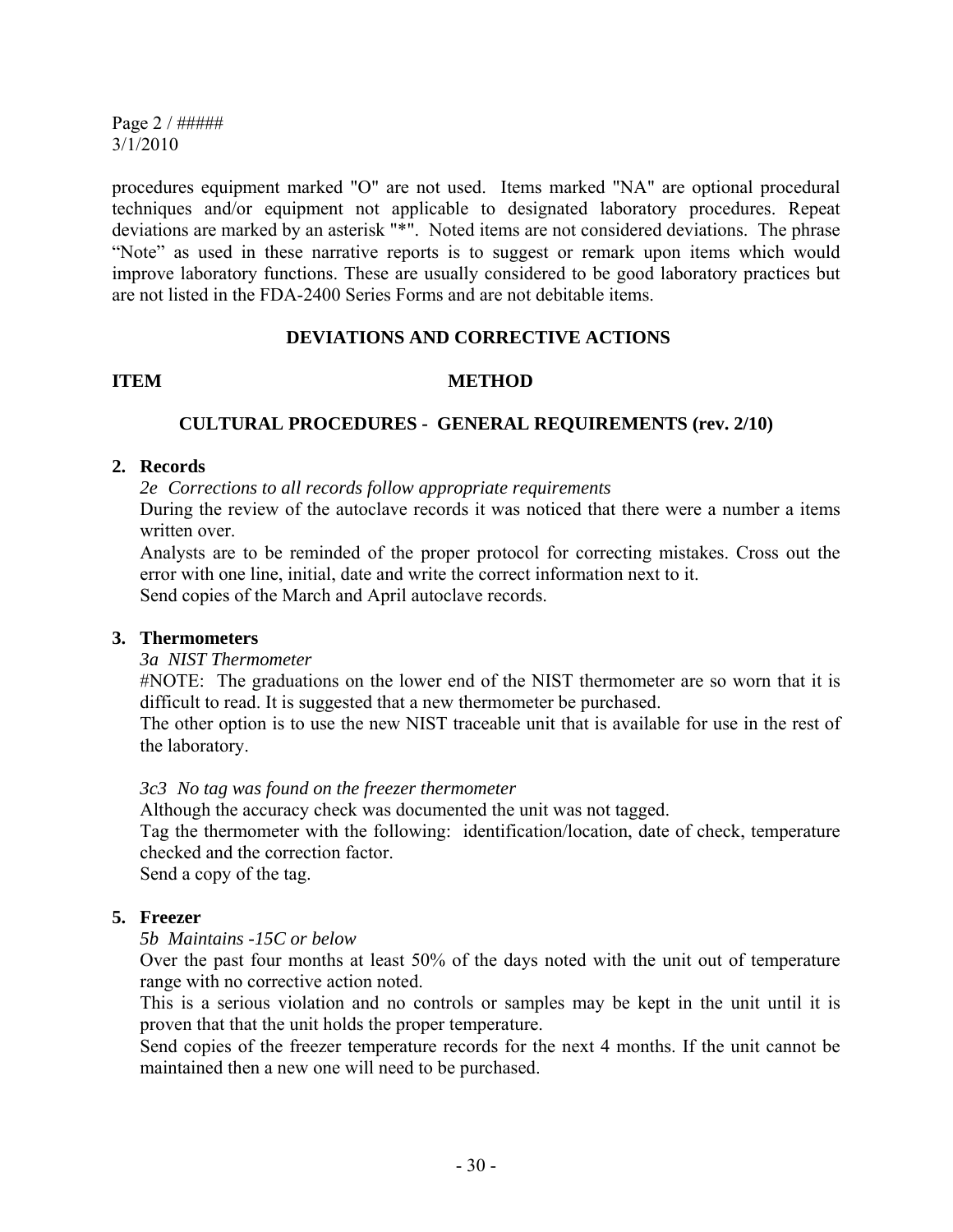procedures equipment marked "O" are not used. Items marked "NA" are optional procedural techniques and/or equipment not applicable to designated laboratory procedures. Repeat deviations are marked by an asterisk "*". Noted items are not considered deviations. The phrase "Note" as used in these narrative reports is to suggest or remark upon items which would improve laboratory functions. These are usually considered to be good laboratory practices but are not listed in the FDA-2400 Series Forms and are not debitable items.

## DEVIATIONS AND CORRECTIVE ACTIONS

**ITEM** **METHOD**

### CULTURAL PROCEDURES - GENERAL REQUIREMENTS (rev. 2/10)

**2. Records**

*2e Corrections to all records follow appropriate requirements*

During the review of the autoclave records it was noticed that there were a number a items written over.

Analysts are to be reminded of the proper protocol for correcting mistakes. Cross out the error with one line, initial, date and write the correct information next to it.

Send copies of the March and April autoclave records.

**3. Thermometers**

*3a NIST Thermometer*

#NOTE: The graduations on the lower end of the NIST thermometer are so worn that it is difficult to read. It is suggested that a new thermometer be purchased.

The other option is to use the new NIST traceable unit that is available for use in the rest of the laboratory.

*3c3 No tag was found on the freezer thermometer*

Although the accuracy check was documented the unit was not tagged.

Tag the thermometer with the following: identification/location, date of check, temperature checked and the correction factor.

Send a copy of the tag.

**5. Freezer**

*5b Maintains -15C or below*

Over the past four months at least 50% of the days noted with the unit out of temperature range with no corrective action noted.

This is a serious violation and no controls or samples may be kept in the unit until it is proven that that the unit holds the proper temperature.

Send copies of the freezer temperature records for the next 4 months. If the unit cannot be maintained then a new one will need to be purchased.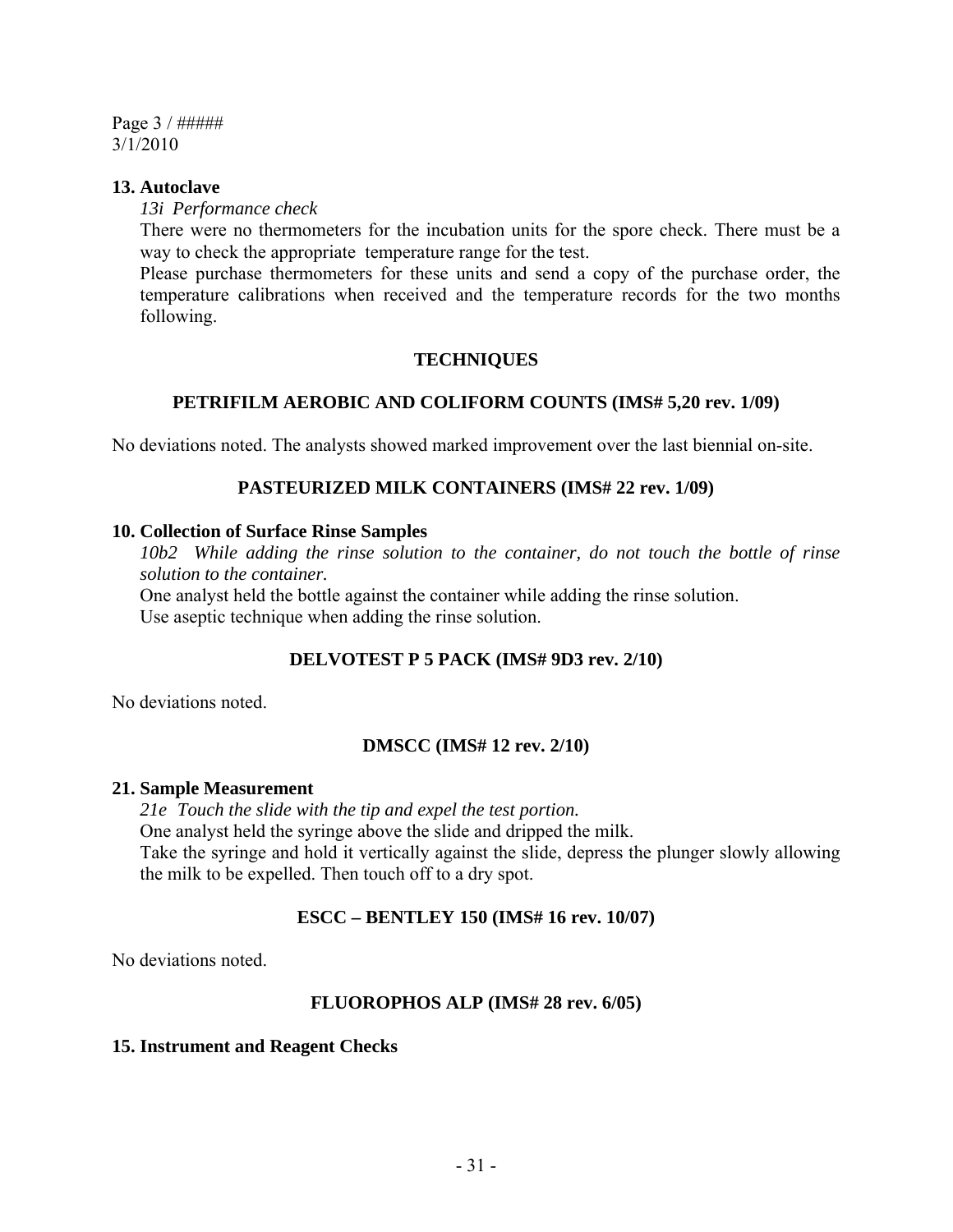Page 3 / #####
3/1/2010

**13. Autoclave**

*13i Performance check*

There were no thermometers for the incubation units for the spore check. There must be a way to check the appropriate temperature range for the test.

Please purchase thermometers for these units and send a copy of the purchase order, the temperature calibrations when received and the temperature records for the two months following.

## TECHNIQUES

### PETRIFILM AEROBIC AND COLIFORM COUNTS (IMS# 5,20 rev. 1/09)

No deviations noted. The analysts showed marked improvement over the last biennial on-site.

### PASTEURIZED MILK CONTAINERS (IMS# 22 rev. 1/09)

**10. Collection of Surface Rinse Samples**

*10b2 While adding the rinse solution to the container, do not touch the bottle of rinse solution to the container.*

One analyst held the bottle against the container while adding the rinse solution.

Use aseptic technique when adding the rinse solution.

### DELVOTEST P 5 PACK (IMS# 9D3 rev. 2/10)

No deviations noted.

### DMSCC (IMS# 12 rev. 2/10)

**21. Sample Measurement**

*21e Touch the slide with the tip and expel the test portion.*

One analyst held the syringe above the slide and dripped the milk.

Take the syringe and hold it vertically against the slide, depress the plunger slowly allowing the milk to be expelled. Then touch off to a dry spot.

### ESCC – BENTLEY 150 (IMS# 16 rev. 10/07)

No deviations noted.

### FLUOROPHOS ALP (IMS# 28 rev. 6/05)

**15. Instrument and Reagent Checks**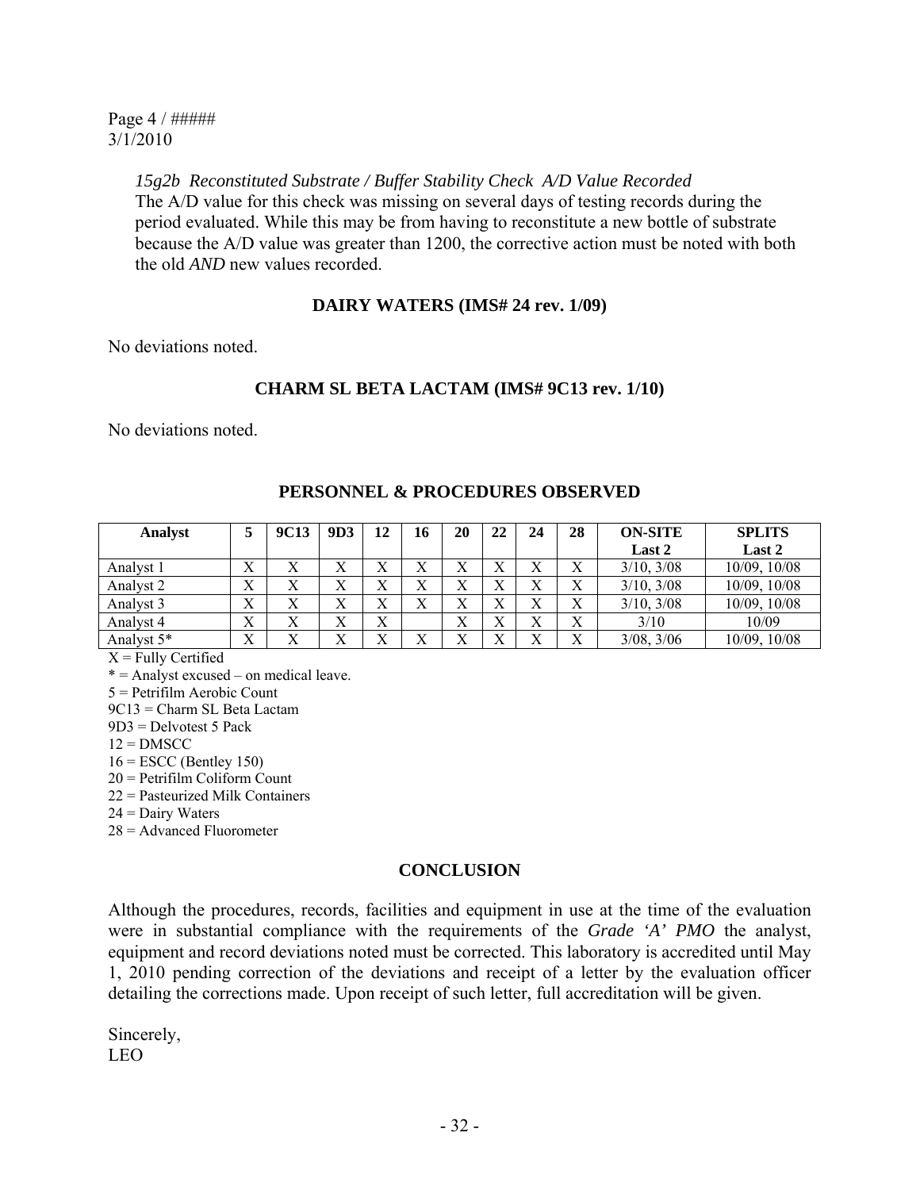Page 4 / #####
3/1/2010

*15g2b Reconstituted Substrate / Buffer Stability Check A/D Value Recorded*
The A/D value for this check was missing on several days of testing records during the period evaluated. While this may be from having to reconstitute a new bottle of substrate because the A/D value was greater than 1200, the corrective action must be noted with both the old *AND* new values recorded.

**DAIRY WATERS (IMS# 24 rev. 1/09)**

No deviations noted.

**CHARM SL BETA LACTAM (IMS# 9C13 rev. 1/10)**

No deviations noted.

**PERSONNEL & PROCEDURES OBSERVED**

| Analyst | 5 | 9C13 | 9D3 | 12 | 16 | 20 | 22 | 24 | 28 | ON-SITE Last 2 | SPLITS Last 2 |
|---|---|---|---|---|---|---|---|---|---|---|---|
| Analyst 1 | X | X | X | X | X | X | X | X | X | 3/10, 3/08 | 10/09, 10/08 |
| Analyst 2 | X | X | X | X | X | X | X | X | X | 3/10, 3/08 | 10/09, 10/08 |
| Analyst 3 | X | X | X | X | X | X | X | X | X | 3/10, 3/08 | 10/09, 10/08 |
| Analyst 4 | X | X | X | X | | X | X | X | X | 3/10 | 10/09 |
| Analyst 5* | X | X | X | X | X | X | X | X | X | 3/08, 3/06 | 10/09, 10/08 |

X = Fully Certified
* = Analyst excused – on medical leave.
5 = Petrifilm Aerobic Count
9C13 = Charm SL Beta Lactam
9D3 = Delvotest 5 Pack
12 = DMSCC
16 = ESCC (Bentley 150)
20 = Petrifilm Coliform Count
22 = Pasteurized Milk Containers
24 = Dairy Waters
28 = Advanced Fluorometer

**CONCLUSION**

Although the procedures, records, facilities and equipment in use at the time of the evaluation were in substantial compliance with the requirements of the *Grade 'A' PMO* the analyst, equipment and record deviations noted must be corrected. This laboratory is accredited until May 1, 2010 pending correction of the deviations and receipt of a letter by the evaluation officer detailing the corrections made. Upon receipt of such letter, full accreditation will be given.

Sincerely,
LEO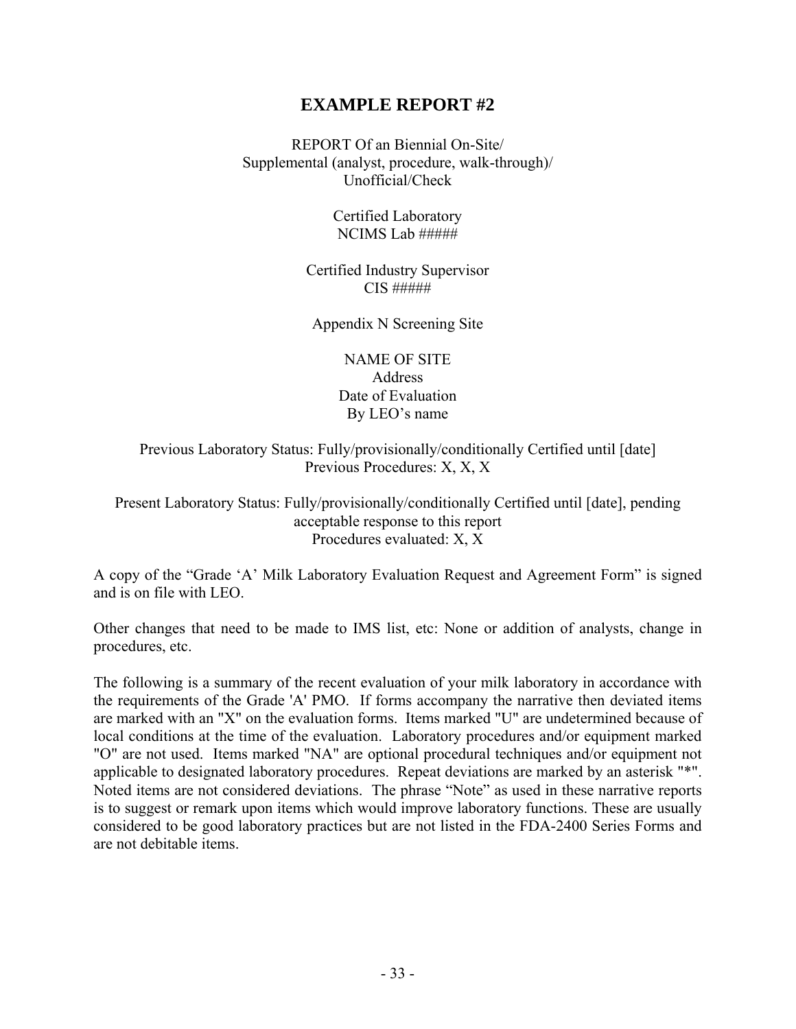# EXAMPLE REPORT #2

REPORT Of an Biennial On-Site/
Supplemental (analyst, procedure, walk-through)/
Unofficial/Check

Certified Laboratory
NCIMS Lab #####

Certified Industry Supervisor
CIS #####

Appendix N Screening Site

NAME OF SITE
Address
Date of Evaluation
By LEO's name

Previous Laboratory Status: Fully/provisionally/conditionally Certified until [date]
Previous Procedures: X, X, X

Present Laboratory Status: Fully/provisionally/conditionally Certified until [date], pending acceptable response to this report
Procedures evaluated: X, X

A copy of the "Grade 'A' Milk Laboratory Evaluation Request and Agreement Form" is signed and is on file with LEO.

Other changes that need to be made to IMS list, etc: None or addition of analysts, change in procedures, etc.

The following is a summary of the recent evaluation of your milk laboratory in accordance with the requirements of the Grade 'A' PMO. If forms accompany the narrative then deviated items are marked with an "X" on the evaluation forms. Items marked "U" are undetermined because of local conditions at the time of the evaluation. Laboratory procedures and/or equipment marked "O" are not used. Items marked "NA" are optional procedural techniques and/or equipment not applicable to designated laboratory procedures. Repeat deviations are marked by an asterisk "*". Noted items are not considered deviations. The phrase "Note" as used in these narrative reports is to suggest or remark upon items which would improve laboratory functions. These are usually considered to be good laboratory practices but are not listed in the FDA-2400 Series Forms and are not debitable items.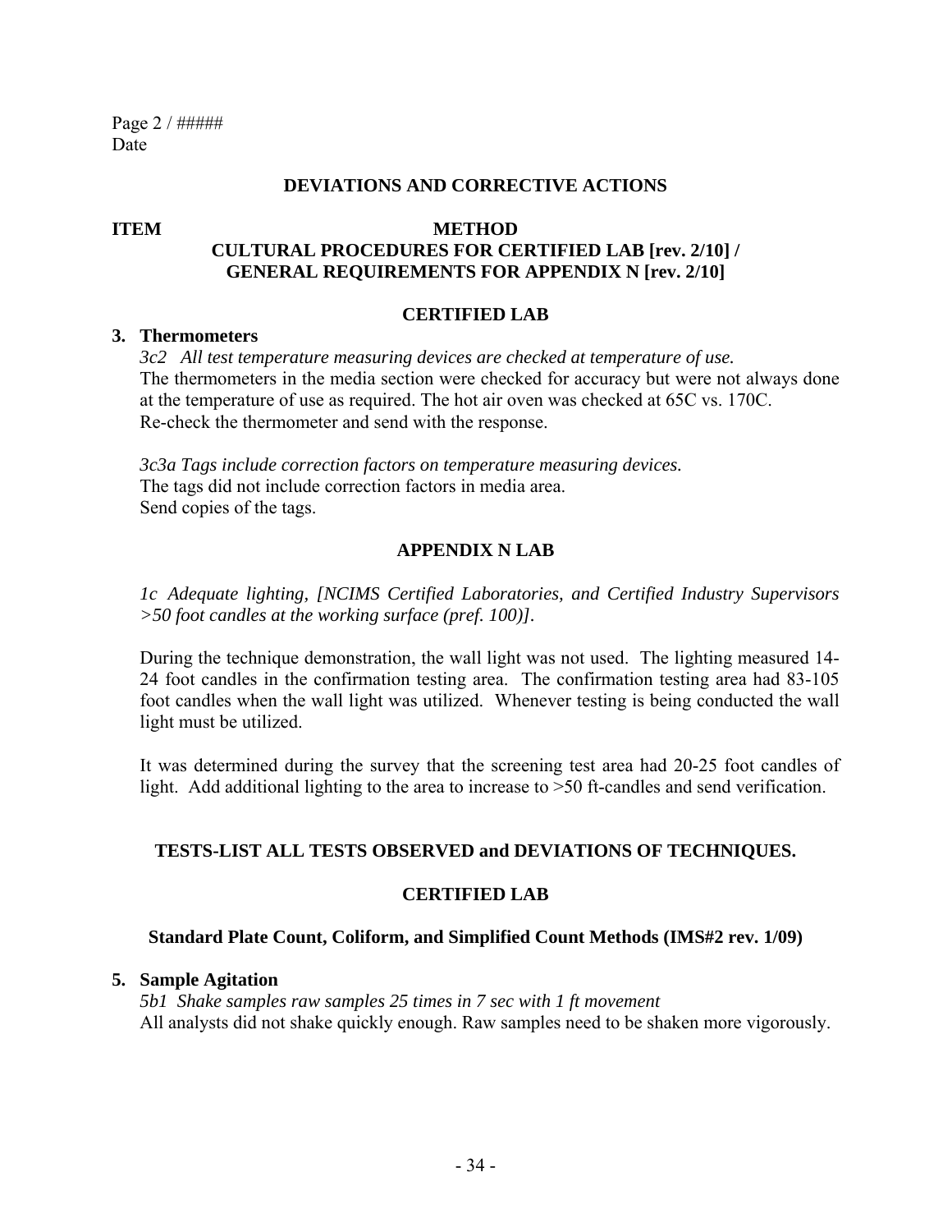Page 2 / #####
Date

## DEVIATIONS AND CORRECTIVE ACTIONS

**ITEM** **METHOD**

**CULTURAL PROCEDURES FOR CERTIFIED LAB [rev. 2/10] / GENERAL REQUIREMENTS FOR APPENDIX N [rev. 2/10]**

### CERTIFIED LAB

**3. Thermometers**

*3c2 All test temperature measuring devices are checked at temperature of use.*
The thermometers in the media section were checked for accuracy but were not always done at the temperature of use as required. The hot air oven was checked at 65C vs. 170C.
Re-check the thermometer and send with the response.

*3c3a Tags include correction factors on temperature measuring devices.*
The tags did not include correction factors in media area.
Send copies of the tags.

### APPENDIX N LAB

*1c Adequate lighting, [NCIMS Certified Laboratories, and Certified Industry Supervisors >50 foot candles at the working surface (pref. 100)].*

During the technique demonstration, the wall light was not used. The lighting measured 14-24 foot candles in the confirmation testing area. The confirmation testing area had 83-105 foot candles when the wall light was utilized. Whenever testing is being conducted the wall light must be utilized.

It was determined during the survey that the screening test area had 20-25 foot candles of light. Add additional lighting to the area to increase to >50 ft-candles and send verification.

## TESTS-LIST ALL TESTS OBSERVED and DEVIATIONS OF TECHNIQUES.

### CERTIFIED LAB

**Standard Plate Count, Coliform, and Simplified Count Methods (IMS#2 rev. 1/09)**

**5. Sample Agitation**

*5b1 Shake samples raw samples 25 times in 7 sec with 1 ft movement*
All analysts did not shake quickly enough. Raw samples need to be shaken more vigorously.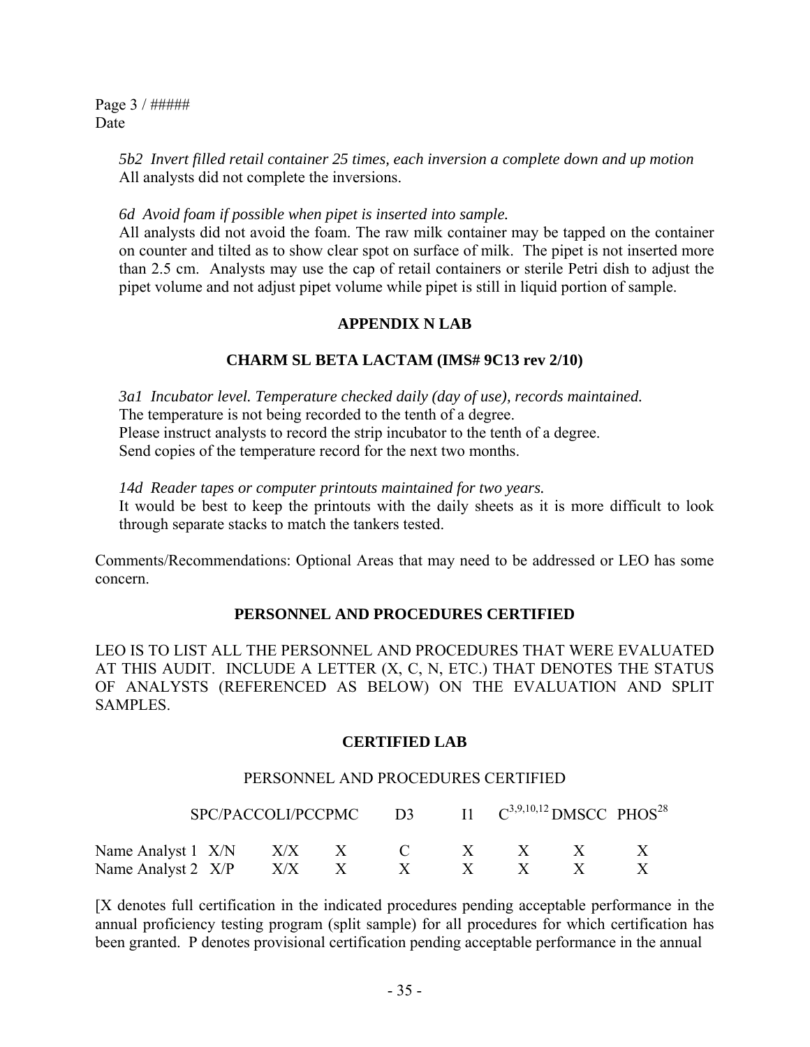Page 3 / #####
Date

*5b2 Invert filled retail container 25 times, each inversion a complete down and up motion*
All analysts did not complete the inversions.

*6d Avoid foam if possible when pipet is inserted into sample.*
All analysts did not avoid the foam. The raw milk container may be tapped on the container on counter and tilted as to show clear spot on surface of milk. The pipet is not inserted more than 2.5 cm. Analysts may use the cap of retail containers or sterile Petri dish to adjust the pipet volume and not adjust pipet volume while pipet is still in liquid portion of sample.

**APPENDIX N LAB**

**CHARM SL BETA LACTAM (IMS# 9C13 rev 2/10)**

*3a1 Incubator level. Temperature checked daily (day of use), records maintained.*
The temperature is not being recorded to the tenth of a degree.
Please instruct analysts to record the strip incubator to the tenth of a degree.
Send copies of the temperature record for the next two months.

*14d Reader tapes or computer printouts maintained for two years.*
It would be best to keep the printouts with the daily sheets as it is more difficult to look through separate stacks to match the tankers tested.

Comments/Recommendations: Optional Areas that may need to be addressed or LEO has some concern.

**PERSONNEL AND PROCEDURES CERTIFIED**

LEO IS TO LIST ALL THE PERSONNEL AND PROCEDURES THAT WERE EVALUATED AT THIS AUDIT. INCLUDE A LETTER (X, C, N, ETC.) THAT DENOTES THE STATUS OF ANALYSTS (REFERENCED AS BELOW) ON THE EVALUATION AND SPLIT SAMPLES.

**CERTIFIED LAB**

PERSONNEL AND PROCEDURES CERTIFIED

| | SPC | PAC | COLI | PC | CPMC | D3 | I1 | C[3,9,10,12] | DMSCC | PHOS[28] |
|---|---|---|---|---|---|---|---|---|---|---|
| Name Analyst 1 | X/N | X/X | | X | | C | X | X | X | X |
| Name Analyst 2 | X/P | X/X | | X | | X | X | X | X | X |

[X denotes full certification in the indicated procedures pending acceptable performance in the annual proficiency testing program (split sample) for all procedures for which certification has been granted. P denotes provisional certification pending acceptable performance in the annual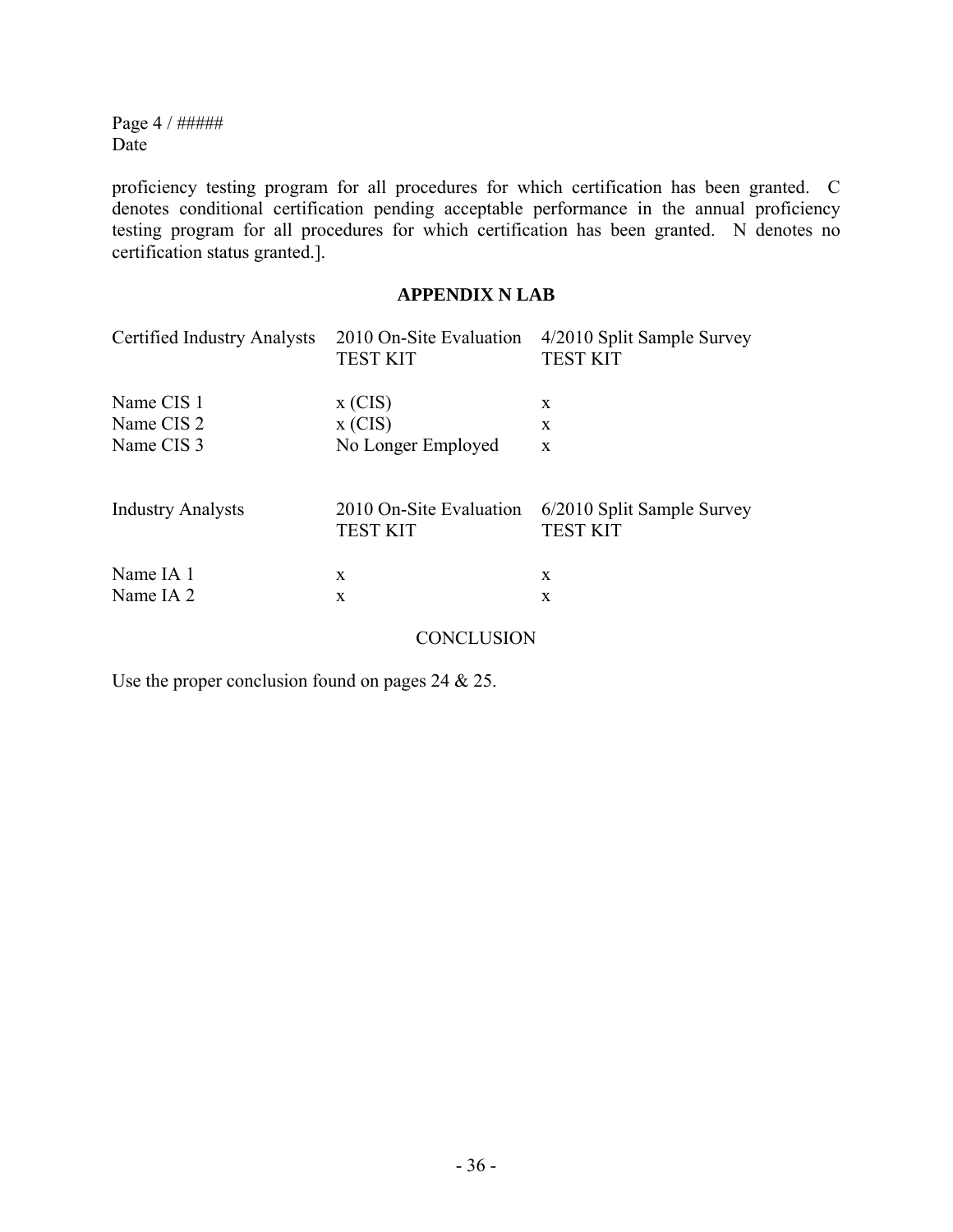Page 4 / #####
Date

proficiency testing program for all procedures for which certification has been granted. C denotes conditional certification pending acceptable performance in the annual proficiency testing program for all procedures for which certification has been granted. N denotes no certification status granted.].

## APPENDIX N LAB

| Certified Industry Analysts | 2010 On-Site Evaluation TEST KIT | 4/2010 Split Sample Survey TEST KIT |
|---|---|---|
| Name CIS 1 | x (CIS) | x |
| Name CIS 2 | x (CIS) | x |
| Name CIS 3 | No Longer Employed | x |

| Industry Analysts | 2010 On-Site Evaluation TEST KIT | 6/2010 Split Sample Survey TEST KIT |
|---|---|---|
| Name IA 1 | x | x |
| Name IA 2 | x | x |

CONCLUSION

Use the proper conclusion found on pages 24 & 25.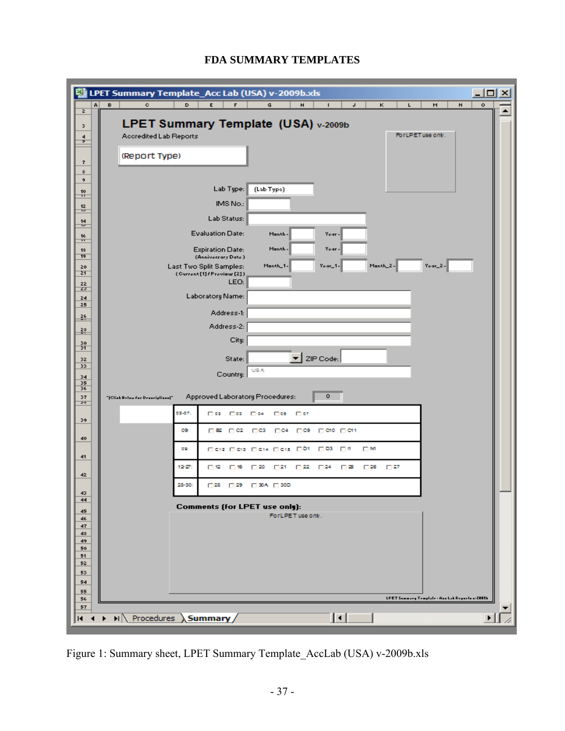# FDA SUMMARY TEMPLATES

LPET Summary Template_Acc Lab (USA) v-2009b.xls

**LPET Summary Template (USA)** v-2009b

Accredited Lab Reports

(Report Type)

For LPET use only.

Lab Type: (Lab Type)

IMS No.:

Lab Status:

Evaluation Date: Month - Year -

Expiration Date: Month - Year -
(Anniversary Date)

Last Two Split Samples: Month_1- Year_1- Month_2- Year_2-
(Current [1] / Previous [2])

LEO:

Laboratory Name:

Address-1:

Address-2:

City:

State: ZIP Code:

Country: USA

"[Click Below for Descriptions]"

Approved Laboratory Procedures: 0

| | |
|---|---|
| 02-07: | 02, 03, 04, 05, 07 |
| 09: | B2, C2, C3, C4, C9, C10, C11 |
| 09: | C12, C13, C14, C15, D1, D3, H, NI |
| 12-27: | 12, 16, 20, 21, 22, 24, 25, 26, 27 |
| 28-30: | 28, 29, 30A, 30D |

**Comments (for LPET use only):**

For LPET use only.

LPET Summary Template - Acc Lab Reports v-2009b

Procedures | Summary

Figure 1: Summary sheet, LPET Summary Template_AccLab (USA) v-2009b.xls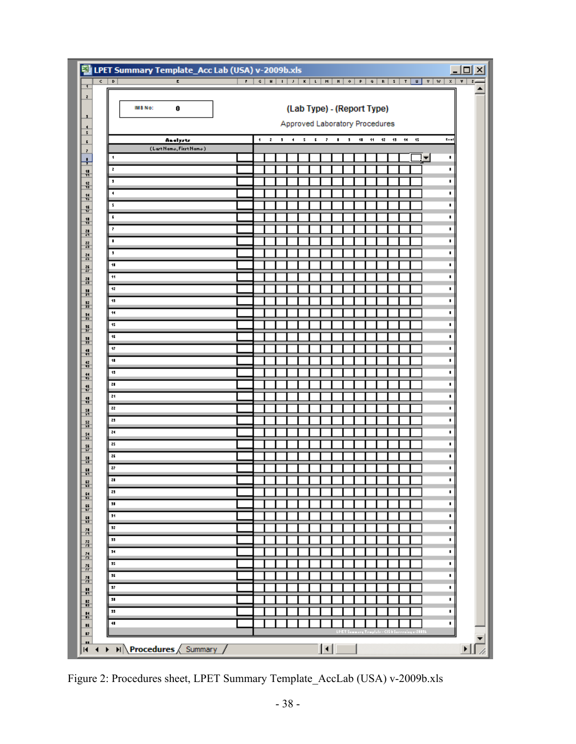LPET Summary Template_Acc Lab (USA) v-2009b.xls

IMB No: 0

**(Lab Type) - (Report Type)**

Approved Laboratory Procedures

| Analysts (Last Name, First Name) | | 1 | 2 | 3 | 4 | 5 | 6 | 7 | 8 | 9 | 10 | 11 | 12 | 13 | 14 | 15 | Total |
|---|---|---|---|---|---|---|---|---|---|---|---|---|---|---|---|---|---|
| 1 | | | | | | | | | | | | | | | | | 0 |
| 2 | | | | | | | | | | | | | | | | | 0 |
| 3 | | | | | | | | | | | | | | | | | 0 |
| 4 | | | | | | | | | | | | | | | | | 0 |
| 5 | | | | | | | | | | | | | | | | | 0 |
| 6 | | | | | | | | | | | | | | | | | 0 |
| 7 | | | | | | | | | | | | | | | | | 0 |
| 8 | | | | | | | | | | | | | | | | | 0 |
| 9 | | | | | | | | | | | | | | | | | 0 |
| 10 | | | | | | | | | | | | | | | | | 0 |
| 11 | | | | | | | | | | | | | | | | | 0 |
| 12 | | | | | | | | | | | | | | | | | 0 |
| 13 | | | | | | | | | | | | | | | | | 0 |
| 14 | | | | | | | | | | | | | | | | | 0 |
| 15 | | | | | | | | | | | | | | | | | 0 |
| 16 | | | | | | | | | | | | | | | | | 0 |
| 17 | | | | | | | | | | | | | | | | | 0 |
| 18 | | | | | | | | | | | | | | | | | 0 |
| 19 | | | | | | | | | | | | | | | | | 0 |
| 20 | | | | | | | | | | | | | | | | | 0 |
| 21 | | | | | | | | | | | | | | | | | 0 |
| 22 | | | | | | | | | | | | | | | | | 0 |
| 23 | | | | | | | | | | | | | | | | | 0 |
| 24 | | | | | | | | | | | | | | | | | 0 |
| 25 | | | | | | | | | | | | | | | | | 0 |
| 26 | | | | | | | | | | | | | | | | | 0 |
| 27 | | | | | | | | | | | | | | | | | 0 |
| 28 | | | | | | | | | | | | | | | | | 0 |
| 29 | | | | | | | | | | | | | | | | | 0 |
| 30 | | | | | | | | | | | | | | | | | 0 |
| 31 | | | | | | | | | | | | | | | | | 0 |
| 32 | | | | | | | | | | | | | | | | | 0 |
| 33 | | | | | | | | | | | | | | | | | 0 |
| 34 | | | | | | | | | | | | | | | | | 0 |
| 35 | | | | | | | | | | | | | | | | | 0 |
| 36 | | | | | | | | | | | | | | | | | 0 |
| 37 | | | | | | | | | | | | | | | | | 0 |
| 38 | | | | | | | | | | | | | | | | | 0 |
| 39 | | | | | | | | | | | | | | | | | 0 |
| 40 | | | | | | | | | | | | | | | | | 0 |

LPET Summary Template - CISS Screening v-2009b

Procedures | Summary

Figure 2: Procedures sheet, LPET Summary Template_AccLab (USA) v-2009b.xls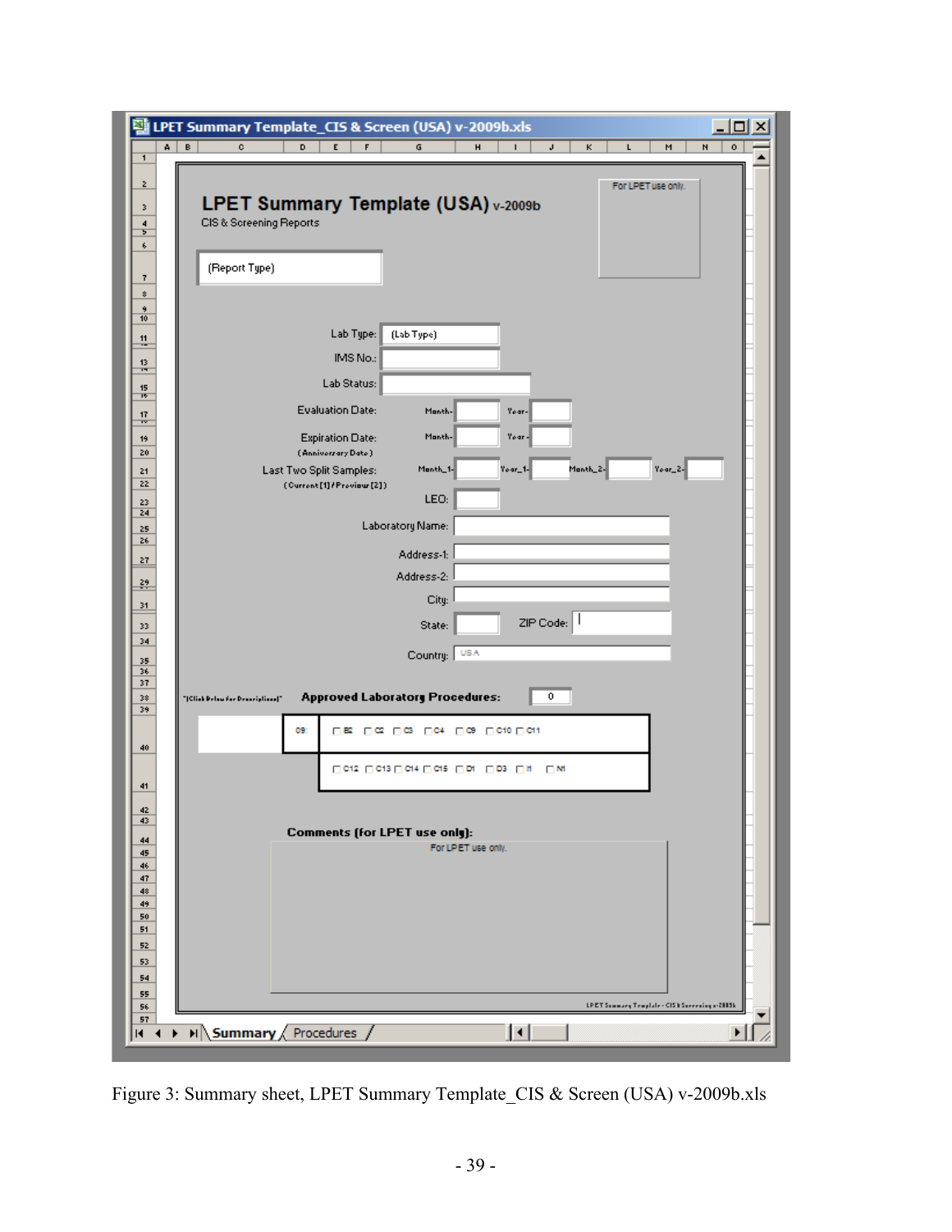**LPET Summary Template_CIS & Screen (USA) v-2009b.xls**

# LPET Summary Template (USA) v-2009b

CIS & Screening Reports

For LPET use only.

(Report Type)

Lab Type: (Lab Type)

IMS No.:

Lab Status:

Evaluation Date: Month- Year-

Expiration Date: Month- Year-
(Anniversary Date)

Last Two Split Samples: Month_1- Year_1- Month_2- Year_2-
(Current [1] / Preview [2])

LEO:

Laboratory Name:

Address-1:

Address-2:

City:

State: ZIP Code:

Country: USA

"[Click Below for Descriptions]"

**Approved Laboratory Procedures:** 0

09: ☐ B2 ☐ C2 ☐ C3 ☐ C4 ☐ C9 ☐ C10 ☐ C11

☐ C12 ☐ C13 ☐ C14 ☐ C15 ☐ D1 ☐ D3 ☐ I1 ☐ N1

**Comments (for LPET use only):**

For LPET use only.

LPET Summary Template - CIS & Screening v-2009b

Summary / Procedures

Figure 3: Summary sheet, LPET Summary Template_CIS & Screen (USA) v-2009b.xls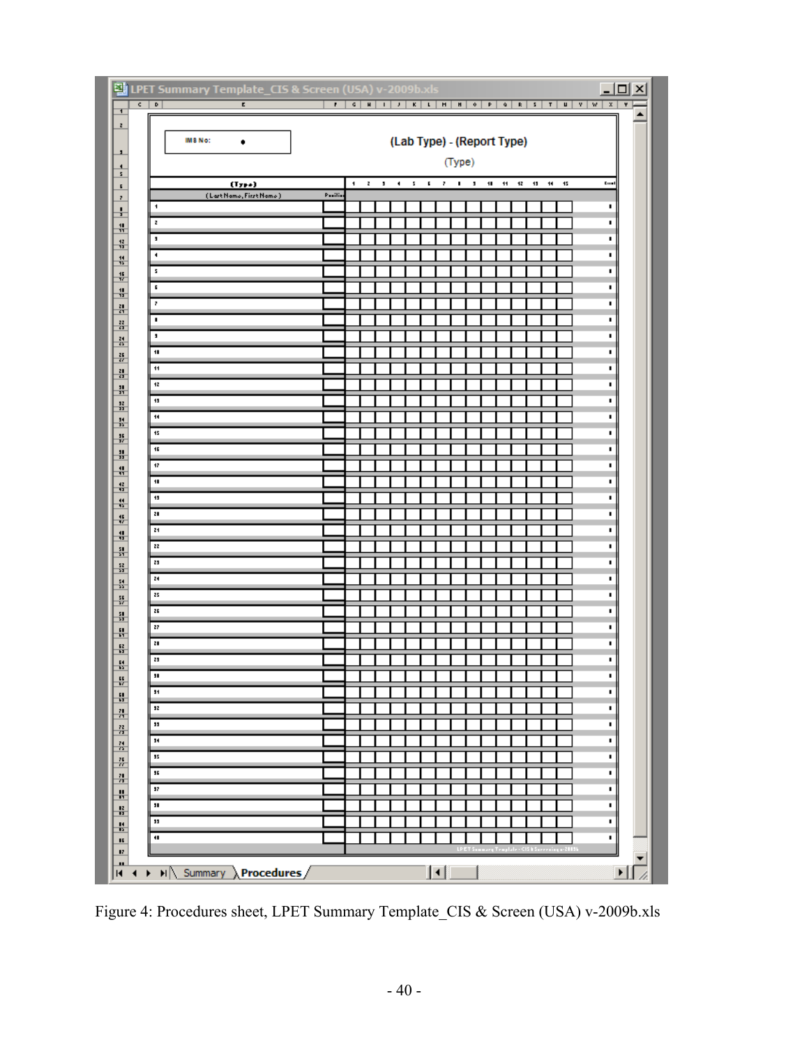LPET Summary Template_CIS & Screen (USA) v-2009b.xls

IMB No: •

(Lab Type) - (Report Type)

(Type)

Summary | Procedures

Figure 4: Procedures sheet, LPET Summary Template_CIS & Screen (USA) v-2009b.xls